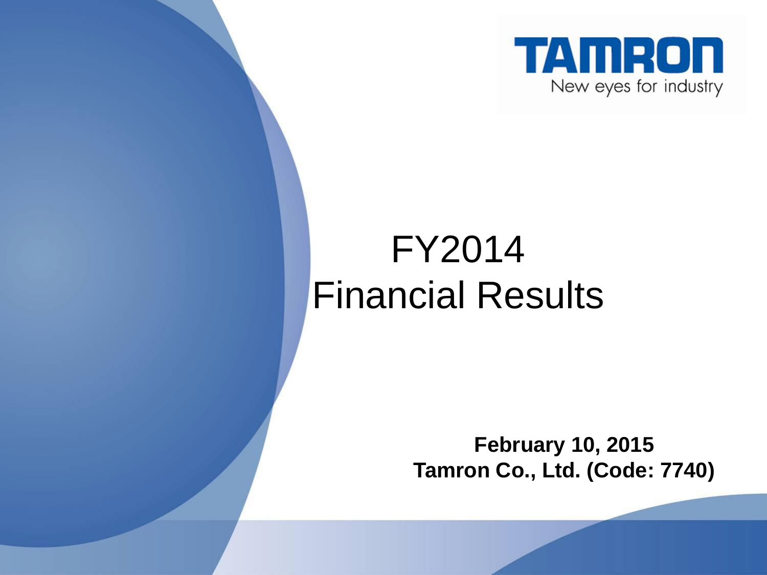TAMRON

New eyes for industry

# FY2014 Financial Results

**February 10, 2015**

**Tamron Co., Ltd. (Code: 7740)**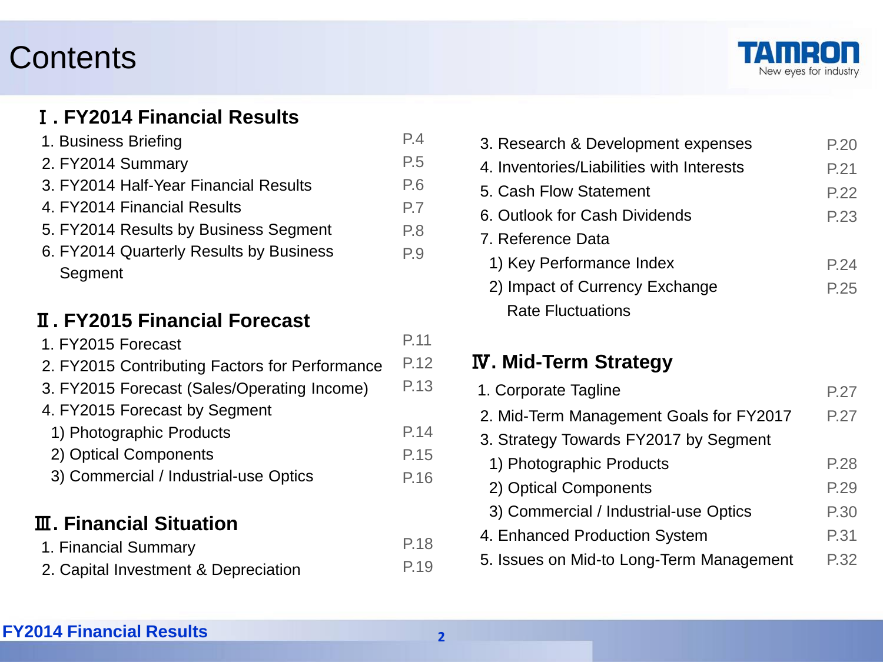# Contents

## Ⅰ. FY2014 Financial Results

1. Business Briefing P.4
2. FY2014 Summary P.5
3. FY2014 Half-Year Financial Results P.6
4. FY2014 Financial Results P.7
5. FY2014 Results by Business Segment P.8
6. FY2014 Quarterly Results by Business Segment P.9

## Ⅱ. FY2015 Financial Forecast

1. FY2015 Forecast P.11
2. FY2015 Contributing Factors for Performance P.12
3. FY2015 Forecast (Sales/Operating Income) P.13
4. FY2015 Forecast by Segment
   1) Photographic Products P.14
   2) Optical Components P.15
   3) Commercial / Industrial-use Optics P.16

## Ⅲ. Financial Situation

1. Financial Summary P.18
2. Capital Investment & Depreciation P.19
3. Research & Development expenses P.20
4. Inventories/Liabilities with Interests P.21
5. Cash Flow Statement P.22
6. Outlook for Cash Dividends P.23
7. Reference Data
   1) Key Performance Index P.24
   2) Impact of Currency Exchange Rate Fluctuations P.25

## Ⅳ. Mid-Term Strategy

1. Corporate Tagline P.27
2. Mid-Term Management Goals for FY2017 P.27
3. Strategy Towards FY2017 by Segment
   1) Photographic Products P.28
   2) Optical Components P.29
   3) Commercial / Industrial-use Optics P.30
4. Enhanced Production System P.31
5. Issues on Mid-to Long-Term Management P.32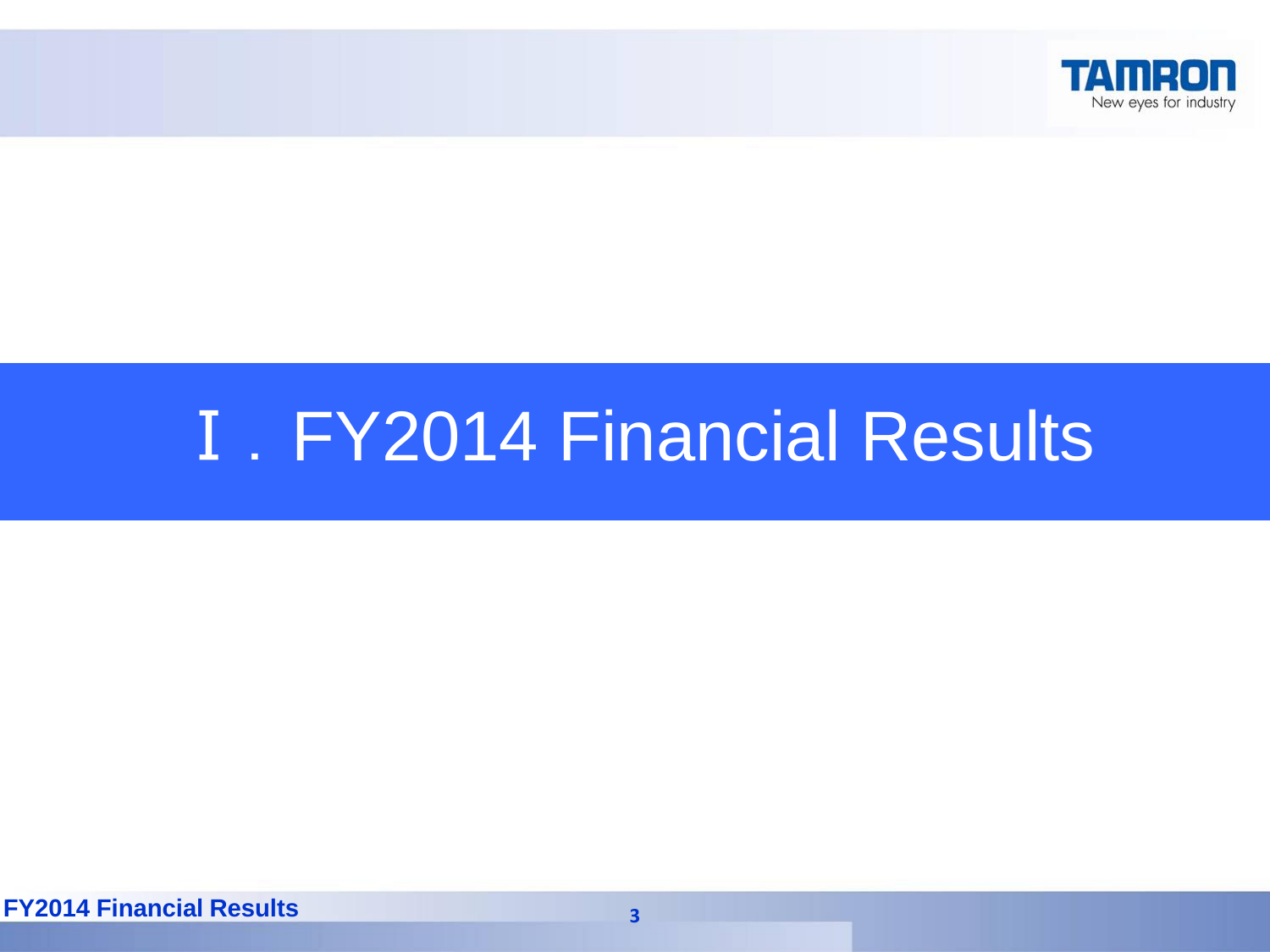# Ⅰ. FY2014 Financial Results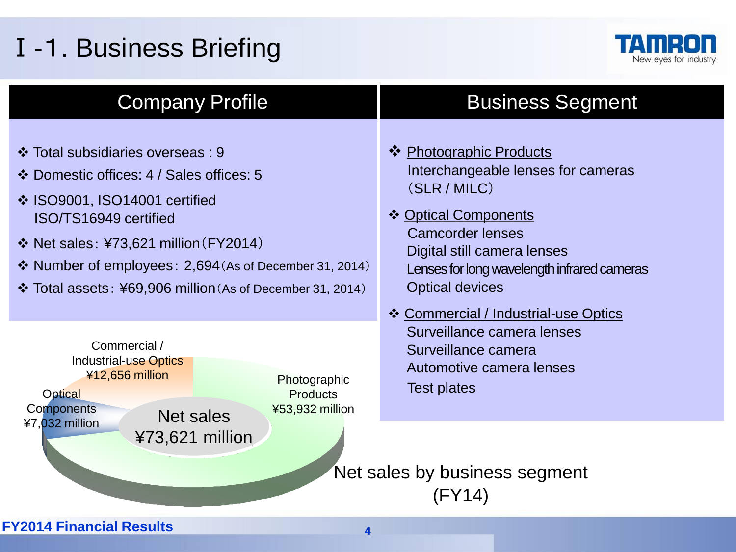# Ⅰ-1. Business Briefing

## Company Profile

- Total subsidiaries overseas : 9
- Domestic offices: 4 / Sales offices: 5
- ISO9001, ISO14001 certified
  ISO/TS16949 certified
- Net sales: ¥73,621 million（FY2014）
- Number of employees: 2,694（As of December 31, 2014）
- Total assets: ¥69,906 million（As of December 31, 2014）

## Business Segment

- Photographic Products
  Interchangeable lenses for cameras
  （SLR / MILC）
- Optical Components
  Camcorder lenses
  Digital still camera lenses
  Lenses for long wavelength infrared cameras
  Optical devices
- Commercial / Industrial-use Optics
  Surveillance camera lenses
  Surveillance camera
  Automotive camera lenses
  Test plates

Net sales ¥73,621 million

| Segment | Net sales |
|---|---|
| Photographic Products | ¥53,932 million |
| Commercial / Industrial-use Optics | ¥12,656 million |
| Optical Components | ¥7,032 million |

Net sales by business segment (FY14)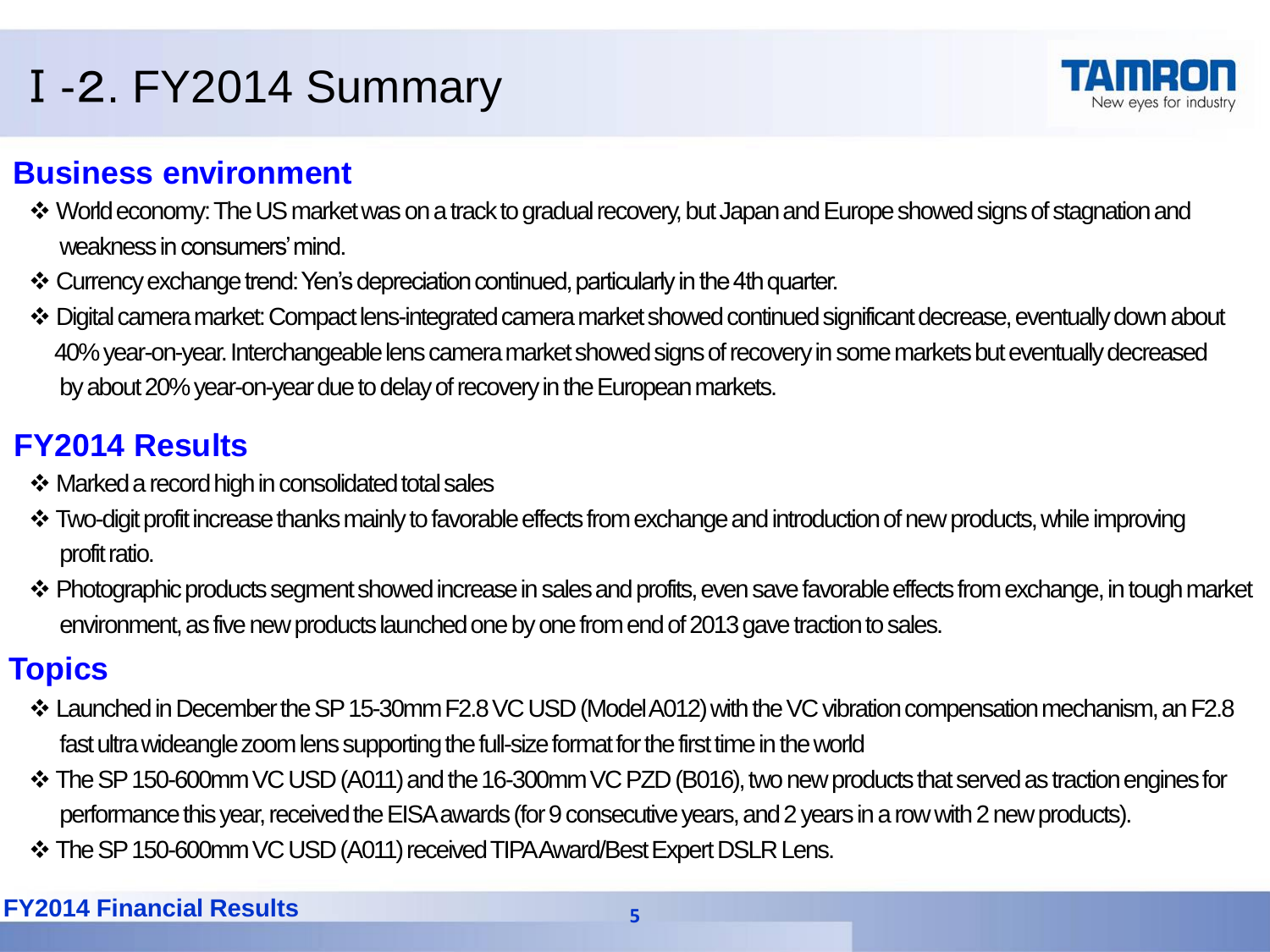# Ⅰ-2. FY2014 Summary

## Business environment

- World economy: The US market was on a track to gradual recovery, but Japan and Europe showed signs of stagnation and weakness in consumers' mind.
- Currency exchange trend: Yen's depreciation continued, particularly in the 4th quarter.
- Digital camera market: Compact lens-integrated camera market showed continued significant decrease, eventually down about 40% year-on-year. Interchangeable lens camera market showed signs of recovery in some markets but eventually decreased by about 20% year-on-year due to delay of recovery in the European markets.

## FY2014 Results

- Marked a record high in consolidated total sales
- Two-digit profit increase thanks mainly to favorable effects from exchange and introduction of new products, while improving profit ratio.
- Photographic products segment showed increase in sales and profits, even save favorable effects from exchange, in tough market environment, as five new products launched one by one from end of 2013 gave traction to sales.

## Topics

- Launched in December the SP 15-30mm F2.8 VC USD (Model A012) with the VC vibration compensation mechanism, an F2.8 fast ultra wideangle zoom lens supporting the full-size format for the first time in the world
- The SP 150-600mm VC USD (A011) and the 16-300mm VC PZD (B016), two new products that served as traction engines for performance this year, received the EISA awards (for 9 consecutive years, and 2 years in a row with 2 new products).
- The SP 150-600mm VC USD (A011) received TIPA Award/Best Expert DSLR Lens.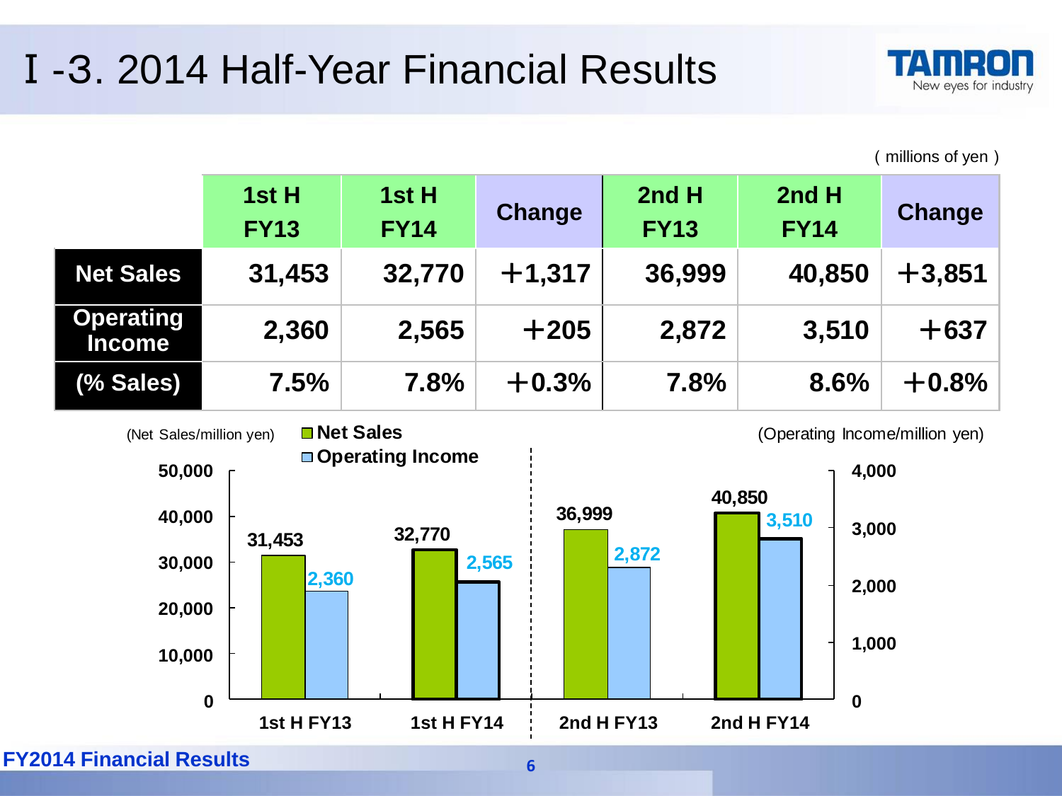# Ⅰ-3. 2014 Half-Year Financial Results

( millions of yen )

| | 1st H FY13 | 1st H FY14 | Change | 2nd H FY13 | 2nd H FY14 | Change |
|---|---|---|---|---|---|---|
| **Net Sales** | 31,453 | 32,770 | ＋1,317 | 36,999 | 40,850 | ＋3,851 |
| **Operating Income** | 2,360 | 2,565 | ＋205 | 2,872 | 3,510 | ＋637 |
| **(% Sales)** | 7.5% | 7.8% | ＋0.3% | 7.8% | 8.6% | ＋0.8% |

(Net Sales/million yen) (Operating Income/million yen)

| | Net Sales | Operating Income |
|---|---|---|
| 1st H FY13 | 31,453 | 2,360 |
| 1st H FY14 | 32,770 | 2,565 |
| 2nd H FY13 | 36,999 | 2,872 |
| 2nd H FY14 | 40,850 | 3,510 |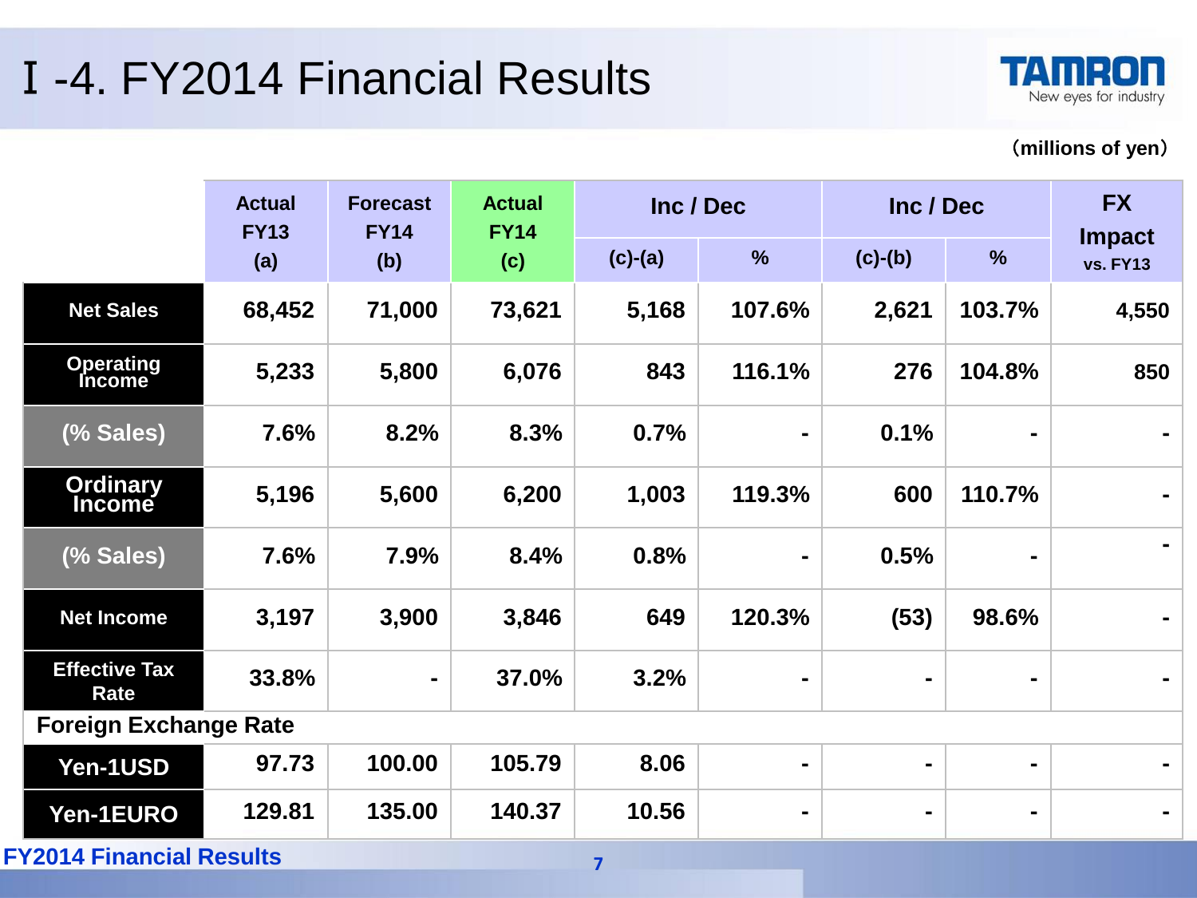# Ⅰ-4. FY2014 Financial Results

(millions of yen)

| | Actual FY13 (a) | Forecast FY14 (b) | Actual FY14 (c) | Inc / Dec | | Inc / Dec | | FX Impact vs. FY13 |
|---|---|---|---|---|---|---|---|---|
| | | | | (c)-(a) | % | (c)-(b) | % | |
| Net Sales | 68,452 | 71,000 | 73,621 | 5,168 | 107.6% | 2,621 | 103.7% | 4,550 |
| Operating Income | 5,233 | 5,800 | 6,076 | 843 | 116.1% | 276 | 104.8% | 850 |
| (% Sales) | 7.6% | 8.2% | 8.3% | 0.7% | - | 0.1% | - | - |
| Ordinary Income | 5,196 | 5,600 | 6,200 | 1,003 | 119.3% | 600 | 110.7% | - |
| (% Sales) | 7.6% | 7.9% | 8.4% | 0.8% | - | 0.5% | - | - |
| Net Income | 3,197 | 3,900 | 3,846 | 649 | 120.3% | (53) | 98.6% | - |
| Effective Tax Rate | 33.8% | - | 37.0% | 3.2% | - | - | - | - |
| **Foreign Exchange Rate** | | | | | | | | |
| Yen-1USD | 97.73 | 100.00 | 105.79 | 8.06 | - | - | - | - |
| Yen-1EURO | 129.81 | 135.00 | 140.37 | 10.56 | - | - | - | - |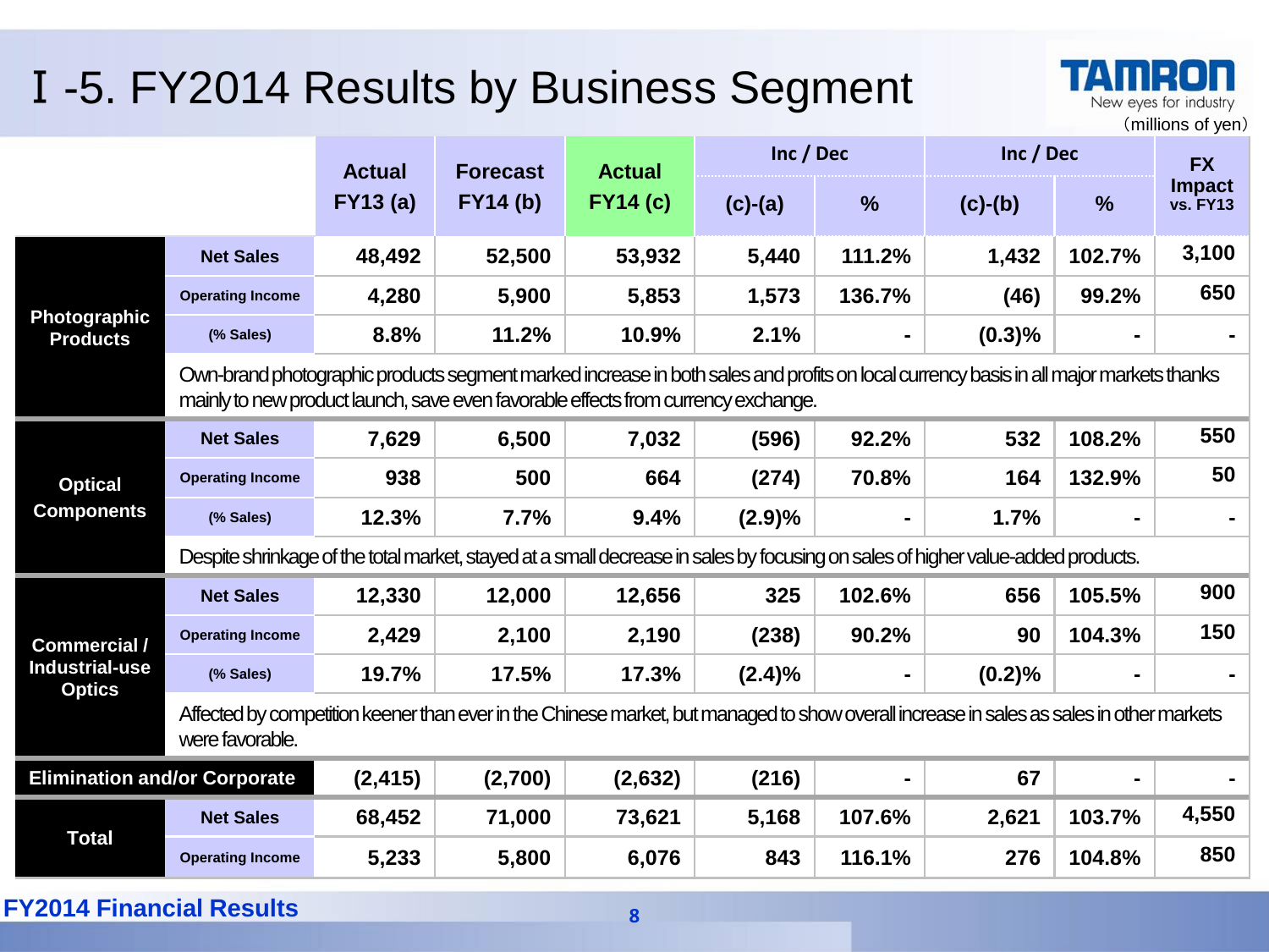# Ⅰ-5. FY2014 Results by Business Segment

(millions of yen)

| Segment | | Actual FY13 (a) | Forecast FY14 (b) | Actual FY14 (c) | Inc / Dec (c)-(a) | Inc / Dec % | Inc / Dec (c)-(b) | Inc / Dec % | FX Impact vs. FY13 |
|---|---|---|---|---|---|---|---|---|---|
| Photographic Products | Net Sales | 48,492 | 52,500 | 53,932 | 5,440 | 111.2% | 1,432 | 102.7% | 3,100 |
| | Operating Income | 4,280 | 5,900 | 5,853 | 1,573 | 136.7% | (46) | 99.2% | 650 |
| | (% Sales) | 8.8% | 11.2% | 10.9% | 2.1% | - | (0.3)% | - | - |
| | Own-brand photographic products segment marked increase in both sales and profits on local currency basis in all major markets thanks mainly to new product launch, save even favorable effects from currency exchange. | | | | | | | | |
| Optical Components | Net Sales | 7,629 | 6,500 | 7,032 | (596) | 92.2% | 532 | 108.2% | 550 |
| | Operating Income | 938 | 500 | 664 | (274) | 70.8% | 164 | 132.9% | 50 |
| | (% Sales) | 12.3% | 7.7% | 9.4% | (2.9)% | - | 1.7% | - | - |
| | Despite shrinkage of the total market, stayed at a small decrease in sales by focusing on sales of higher value-added products. | | | | | | | | |
| Commercial / Industrial-use Optics | Net Sales | 12,330 | 12,000 | 12,656 | 325 | 102.6% | 656 | 105.5% | 900 |
| | Operating Income | 2,429 | 2,100 | 2,190 | (238) | 90.2% | 90 | 104.3% | 150 |
| | (% Sales) | 19.7% | 17.5% | 17.3% | (2.4)% | - | (0.2)% | - | - |
| | Affected by competition keener than ever in the Chinese market, but managed to show overall increase in sales as sales in other markets were favorable. | | | | | | | | |
| Elimination and/or Corporate | | (2,415) | (2,700) | (2,632) | (216) | - | 67 | - | - |
| Total | Net Sales | 68,452 | 71,000 | 73,621 | 5,168 | 107.6% | 2,621 | 103.7% | 4,550 |
| | Operating Income | 5,233 | 5,800 | 6,076 | 843 | 116.1% | 276 | 104.8% | 850 |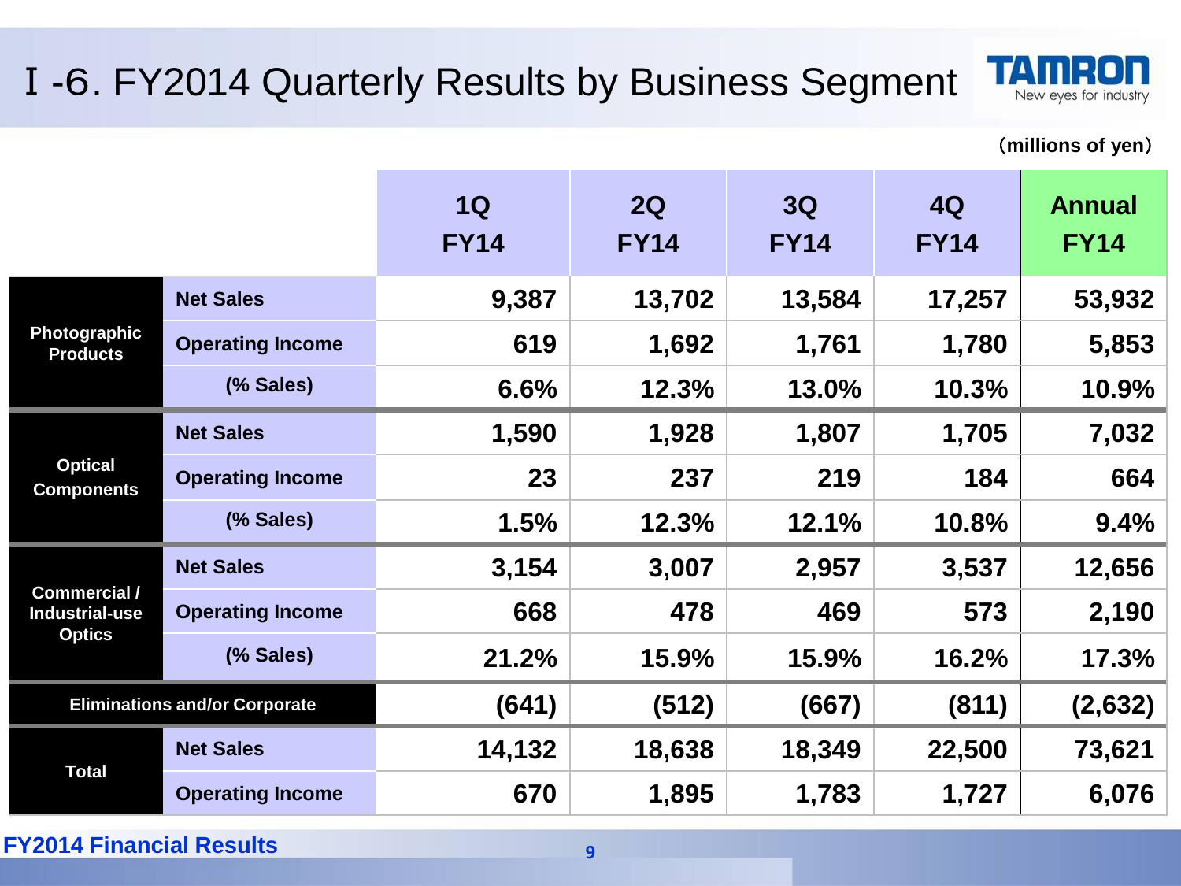# Ⅰ-6. FY2014 Quarterly Results by Business Segment

(millions of yen)

| | | 1Q FY14 | 2Q FY14 | 3Q FY14 | 4Q FY14 | Annual FY14 |
|---|---|---|---|---|---|---|
| Photographic Products | Net Sales | 9,387 | 13,702 | 13,584 | 17,257 | 53,932 |
| | Operating Income | 619 | 1,692 | 1,761 | 1,780 | 5,853 |
| | (% Sales) | 6.6% | 12.3% | 13.0% | 10.3% | 10.9% |
| Optical Components | Net Sales | 1,590 | 1,928 | 1,807 | 1,705 | 7,032 |
| | Operating Income | 23 | 237 | 219 | 184 | 664 |
| | (% Sales) | 1.5% | 12.3% | 12.1% | 10.8% | 9.4% |
| Commercial / Industrial-use Optics | Net Sales | 3,154 | 3,007 | 2,957 | 3,537 | 12,656 |
| | Operating Income | 668 | 478 | 469 | 573 | 2,190 |
| | (% Sales) | 21.2% | 15.9% | 15.9% | 16.2% | 17.3% |
| Eliminations and/or Corporate | | (641) | (512) | (667) | (811) | (2,632) |
| Total | Net Sales | 14,132 | 18,638 | 18,349 | 22,500 | 73,621 |
| | Operating Income | 670 | 1,895 | 1,783 | 1,727 | 6,076 |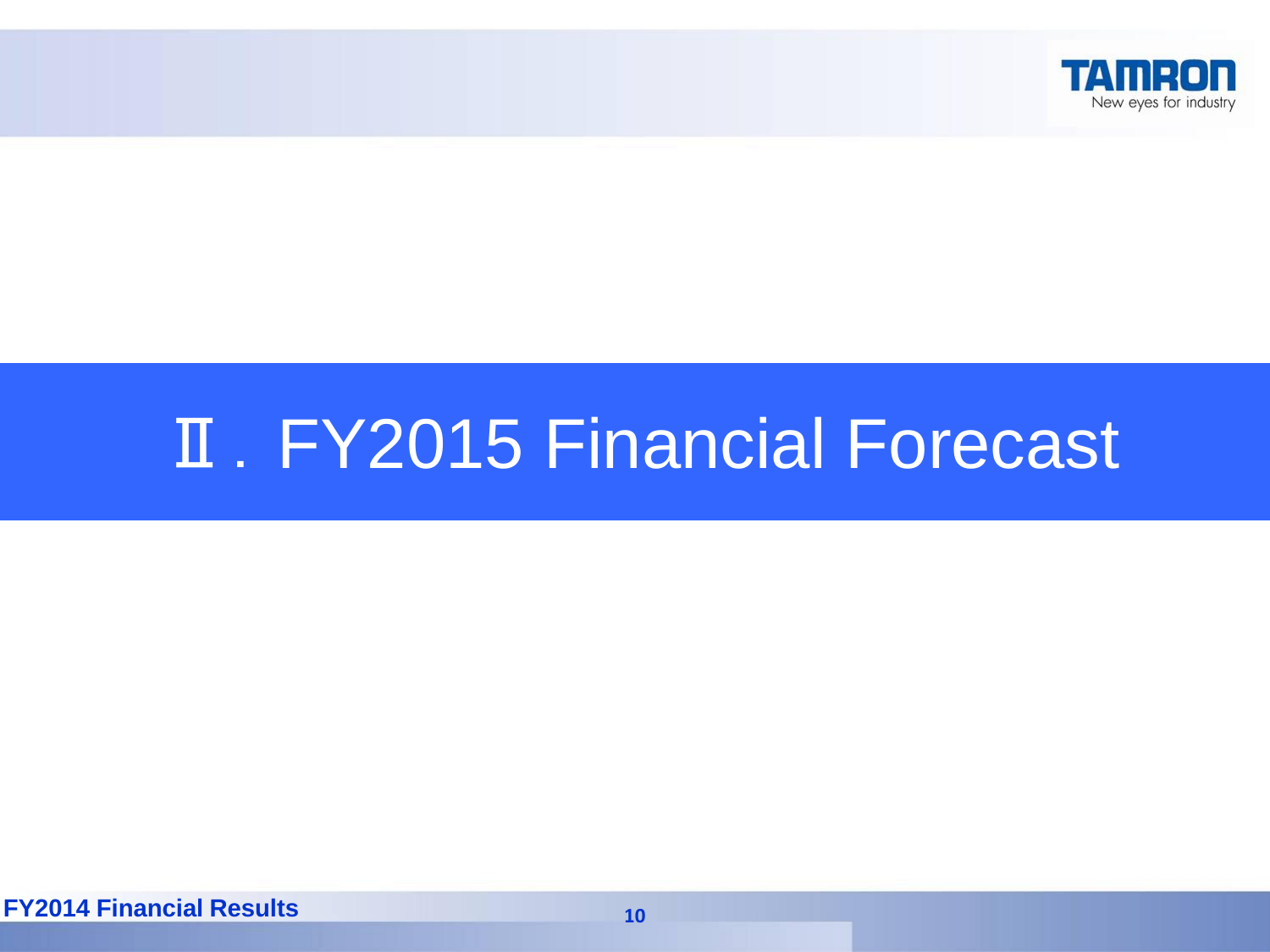# Ⅱ. FY2015 Financial Forecast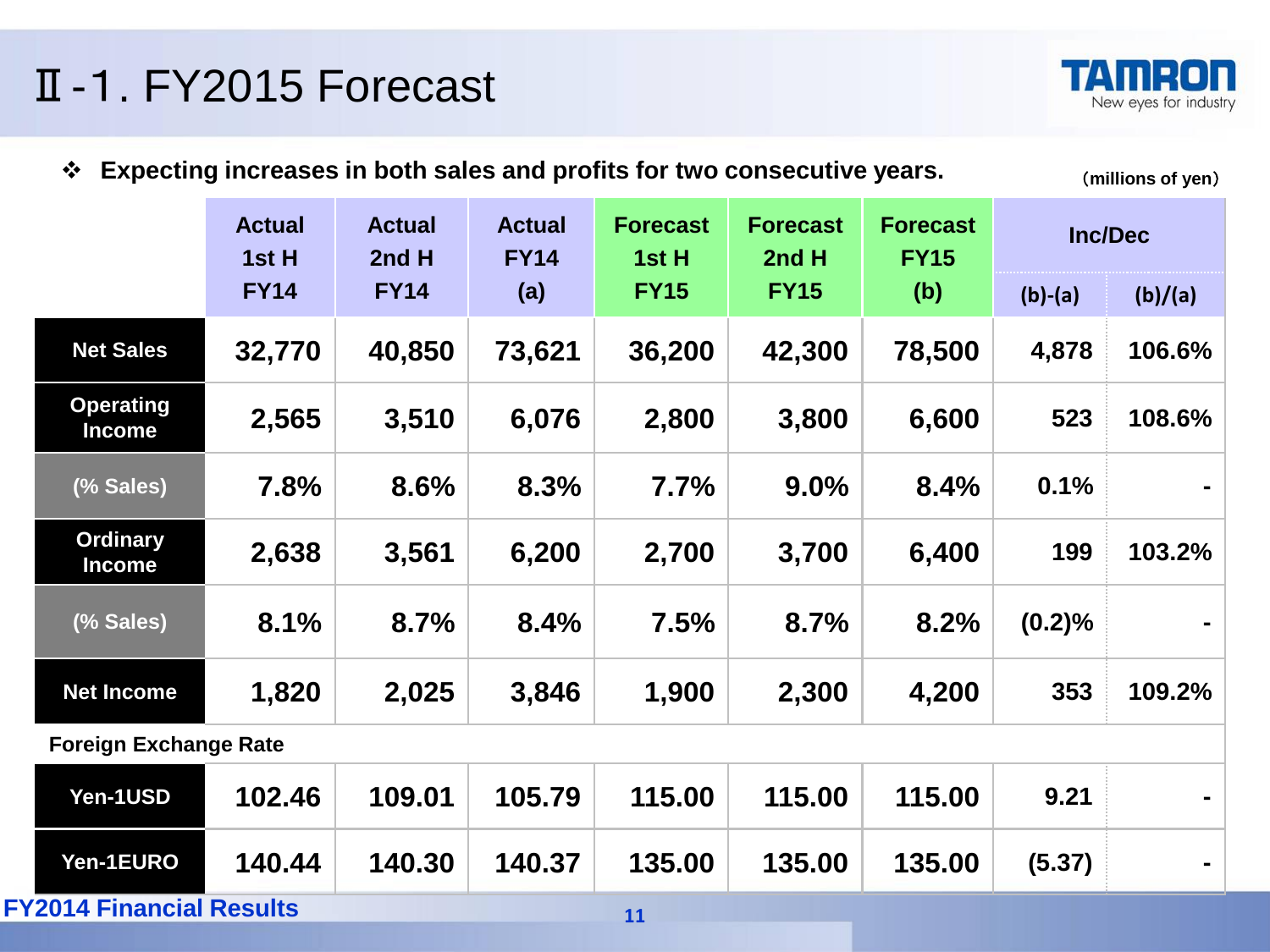# Ⅱ-1. FY2015 Forecast

❖ **Expecting increases in both sales and profits for two consecutive years.**

(millions of yen)

| | Actual 1st H FY14 | Actual 2nd H FY14 | Actual FY14 (a) | Forecast 1st H FY15 | Forecast 2nd H FY15 | Forecast FY15 (b) | Inc/Dec | |
|---|---|---|---|---|---|---|---|---|
| | | | | | | | (b)-(a) | (b)/(a) |
| Net Sales | 32,770 | 40,850 | 73,621 | 36,200 | 42,300 | 78,500 | 4,878 | 106.6% |
| Operating Income | 2,565 | 3,510 | 6,076 | 2,800 | 3,800 | 6,600 | 523 | 108.6% |
| (% Sales) | 7.8% | 8.6% | 8.3% | 7.7% | 9.0% | 8.4% | 0.1% | - |
| Ordinary Income | 2,638 | 3,561 | 6,200 | 2,700 | 3,700 | 6,400 | 199 | 103.2% |
| (% Sales) | 8.1% | 8.7% | 8.4% | 7.5% | 8.7% | 8.2% | (0.2)% | - |
| Net Income | 1,820 | 2,025 | 3,846 | 1,900 | 2,300 | 4,200 | 353 | 109.2% |
| **Foreign Exchange Rate** | | | | | | | | |
| Yen-1USD | 102.46 | 109.01 | 105.79 | 115.00 | 115.00 | 115.00 | 9.21 | - |
| Yen-1EURO | 140.44 | 140.30 | 140.37 | 135.00 | 135.00 | 135.00 | (5.37) | - |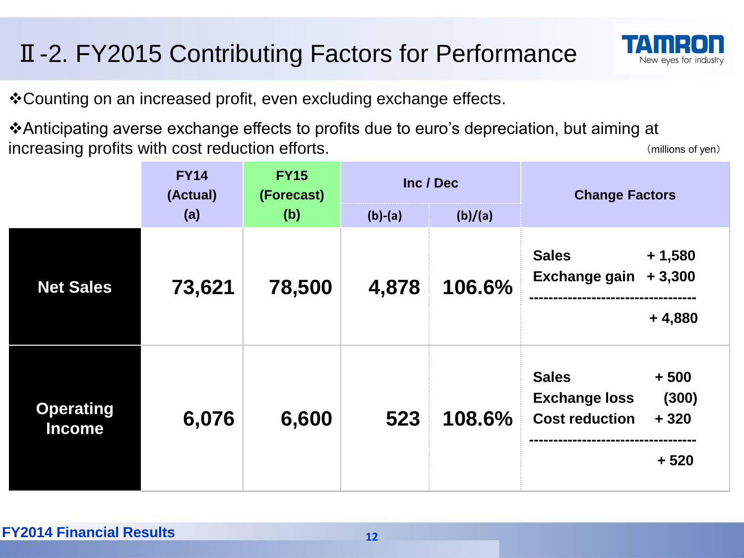# Ⅱ-2. FY2015 Contributing Factors for Performance

❖Counting on an increased profit, even excluding exchange effects.

❖Anticipating averse exchange effects to profits due to euro's depreciation, but aiming at increasing profits with cost reduction efforts.

（millions of yen）

| | FY14 (Actual) (a) | FY15 (Forecast) (b) | Inc / Dec | | Change Factors |
|---|---|---|---|---|---|
| | | | (b)-(a) | (b)/(a) | |
| **Net Sales** | 73,621 | 78,500 | 4,878 | 106.6% | Sales + 1,580<br>Exchange gain + 3,300<br>----------------------------------<br>+ 4,880 |
| **Operating Income** | 6,076 | 6,600 | 523 | 108.6% | Sales + 500<br>Exchange loss (300)<br>Cost reduction + 320<br>----------------------------------<br>+ 520 |

**FY2014 Financial Results**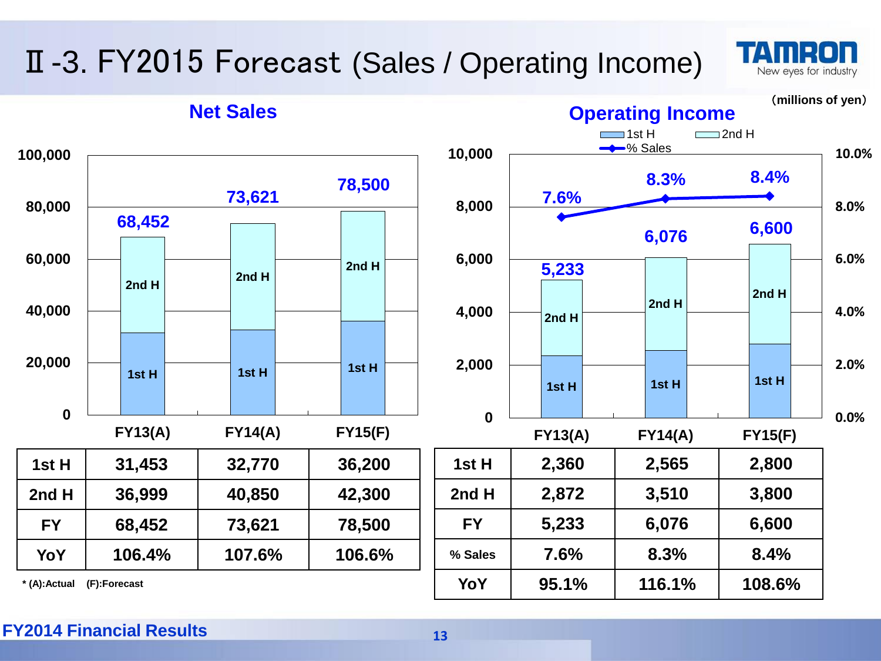# Ⅱ-3. FY2015 Forecast (Sales / Operating Income)

(millions of yen)

## Net Sales

| | FY13(A) | FY14(A) | FY15(F) |
|---|---|---|---|
| 1st H | 31,453 | 32,770 | 36,200 |
| 2nd H | 36,999 | 40,850 | 42,300 |
| FY | 68,452 | 73,621 | 78,500 |
| YoY | 106.4% | 107.6% | 106.6% |

* (A):Actual (F):Forecast

## Operating Income

| | FY13(A) | FY14(A) | FY15(F) |
|---|---|---|---|
| 1st H | 2,360 | 2,565 | 2,800 |
| 2nd H | 2,872 | 3,510 | 3,800 |
| FY | 5,233 | 6,076 | 6,600 |
| % Sales | 7.6% | 8.3% | 8.4% |
| YoY | 95.1% | 116.1% | 108.6% |

FY2014 Financial Results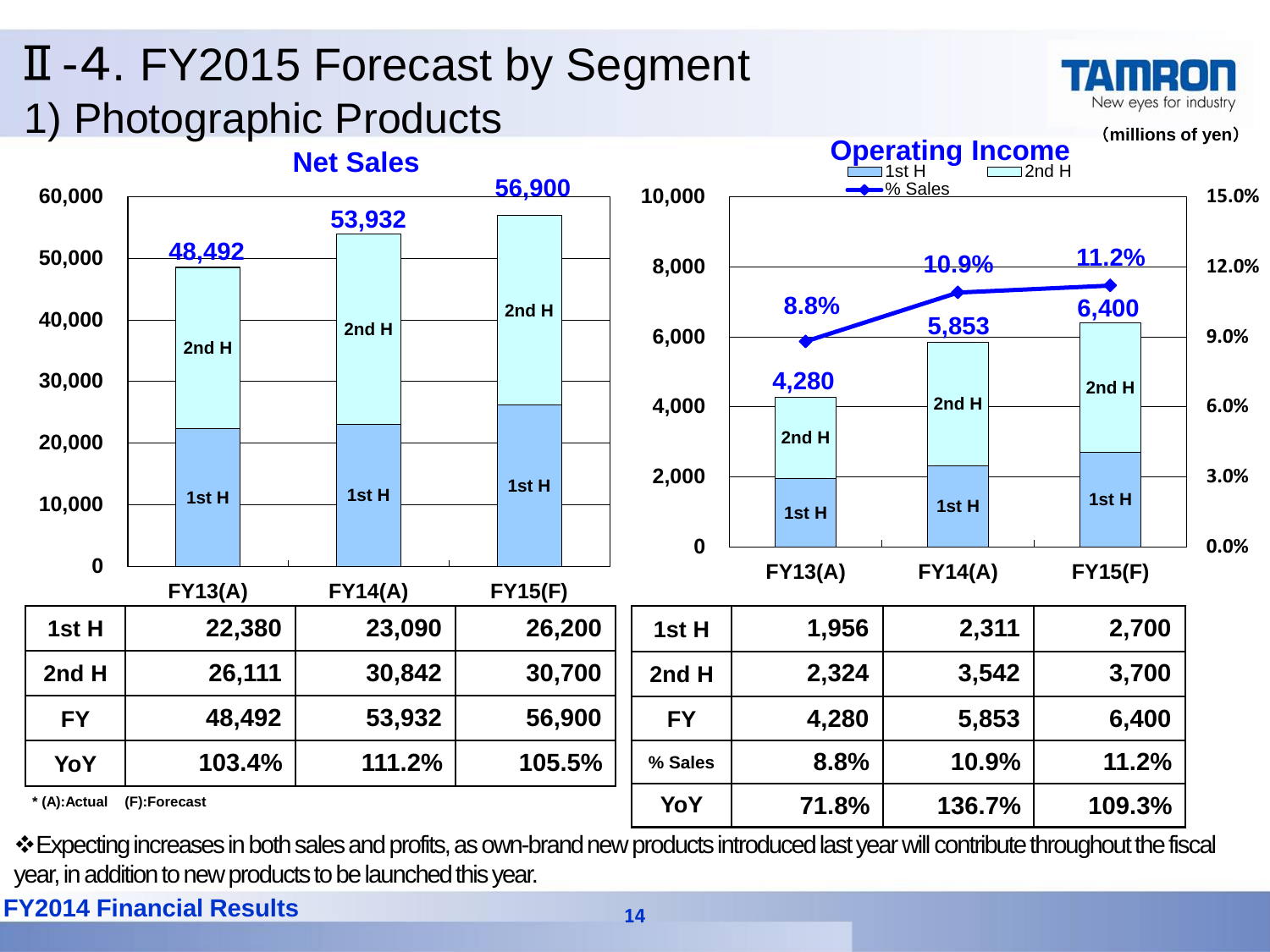# Ⅱ-4. FY2015 Forecast by Segment

## 1) Photographic Products

（millions of yen）

### Net Sales

| | FY13(A) | FY14(A) | FY15(F) |
|---|---|---|---|
| 1st H | 22,380 | 23,090 | 26,200 |
| 2nd H | 26,111 | 30,842 | 30,700 |
| FY | 48,492 | 53,932 | 56,900 |
| YoY | 103.4% | 111.2% | 105.5% |

\* (A):Actual (F):Forecast

### Operating Income

| | FY13(A) | FY14(A) | FY15(F) |
|---|---|---|---|
| 1st H | 1,956 | 2,311 | 2,700 |
| 2nd H | 2,324 | 3,542 | 3,700 |
| FY | 4,280 | 5,853 | 6,400 |
| % Sales | 8.8% | 10.9% | 11.2% |
| YoY | 71.8% | 136.7% | 109.3% |

❖Expecting increases in both sales and profits, as own-brand new products introduced last year will contribute throughout the fiscal year, in addition to new products to be launched this year.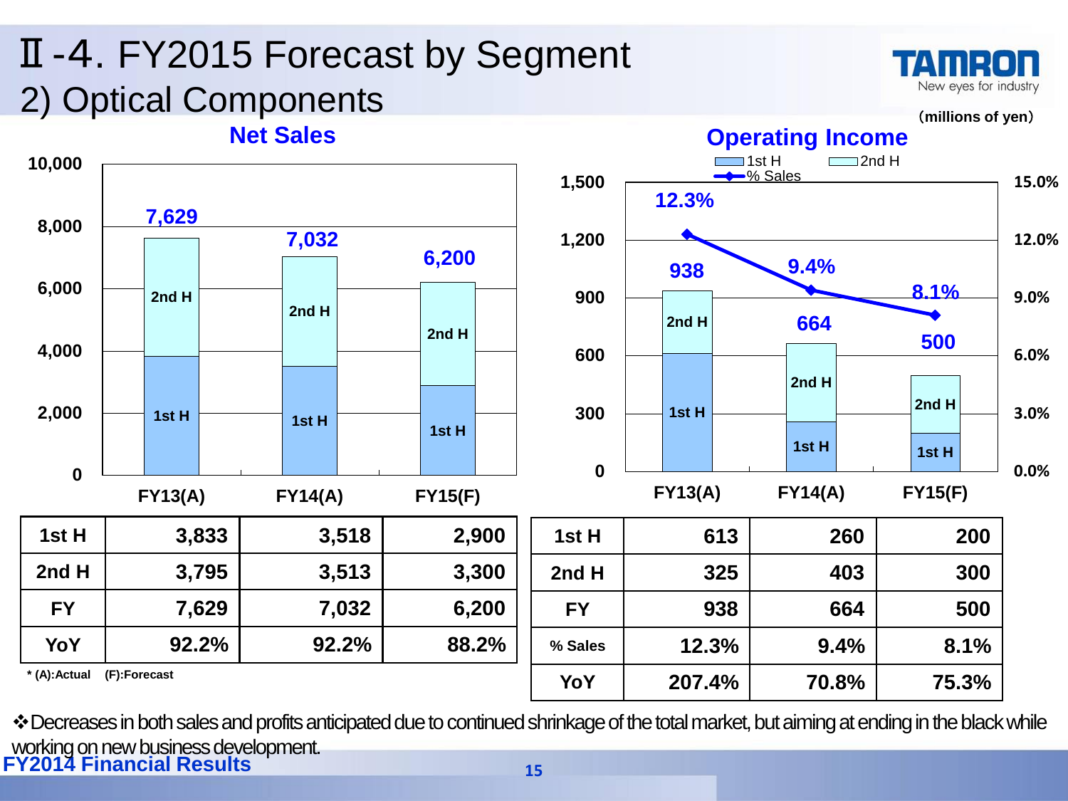# Ⅱ-4. FY2015 Forecast by Segment

## 2) Optical Components

(millions of yen)

### Net Sales

| | FY13(A) | FY14(A) | FY15(F) |
|---|---|---|---|
| 1st H | 3,833 | 3,518 | 2,900 |
| 2nd H | 3,795 | 3,513 | 3,300 |
| FY | 7,629 | 7,032 | 6,200 |
| YoY | 92.2% | 92.2% | 88.2% |

* (A):Actual (F):Forecast

### Operating Income

| | FY13(A) | FY14(A) | FY15(F) |
|---|---|---|---|
| 1st H | 613 | 260 | 200 |
| 2nd H | 325 | 403 | 300 |
| FY | 938 | 664 | 500 |
| % Sales | 12.3% | 9.4% | 8.1% |
| YoY | 207.4% | 70.8% | 75.3% |

❖Decreases in both sales and profits anticipated due to continued shrinkage of the total market, but aiming at ending in the black while working on new business development.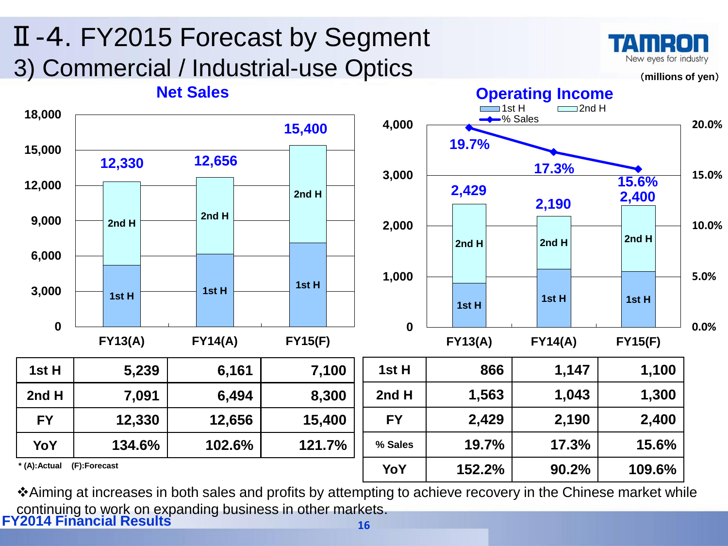# Ⅱ-4. FY2015 Forecast by Segment

## 3) Commercial / Industrial-use Optics

(millions of yen)

### Net Sales

| | FY13(A) | FY14(A) | FY15(F) |
|---|---|---|---|
| 1st H | 5,239 | 6,161 | 7,100 |
| 2nd H | 7,091 | 6,494 | 8,300 |
| FY | 12,330 | 12,656 | 15,400 |
| YoY | 134.6% | 102.6% | 121.7% |

\* (A):Actual (F):Forecast

### Operating Income

| | FY13(A) | FY14(A) | FY15(F) |
|---|---|---|---|
| 1st H | 866 | 1,147 | 1,100 |
| 2nd H | 1,563 | 1,043 | 1,300 |
| FY | 2,429 | 2,190 | 2,400 |
| % Sales | 19.7% | 17.3% | 15.6% |
| YoY | 152.2% | 90.2% | 109.6% |

❖Aiming at increases in both sales and profits by attempting to achieve recovery in the Chinese market while continuing to work on expanding business in other markets.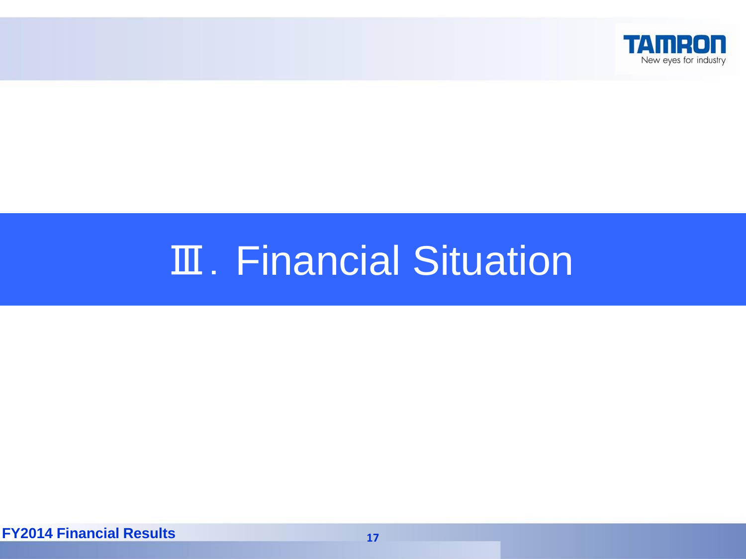# Ⅲ. Financial Situation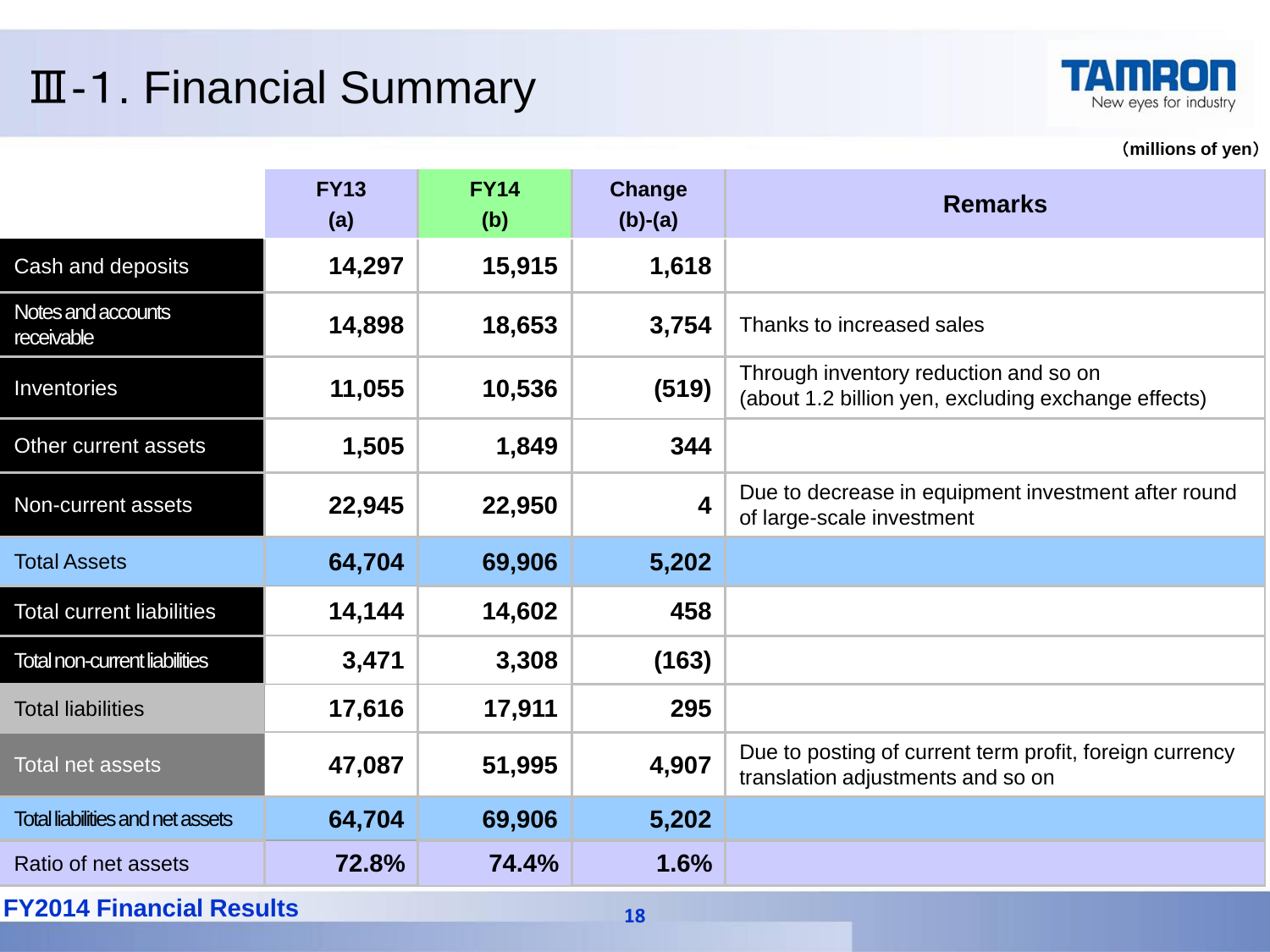# Ⅲ-1. Financial Summary

TAMRON
New eyes for industry

(millions of yen)

| | FY13 (a) | FY14 (b) | Change (b)-(a) | Remarks |
|---|---|---|---|---|
| Cash and deposits | 14,297 | 15,915 | 1,618 | |
| Notes and accounts receivable | 14,898 | 18,653 | 3,754 | Thanks to increased sales |
| Inventories | 11,055 | 10,536 | (519) | Through inventory reduction and so on (about 1.2 billion yen, excluding exchange effects) |
| Other current assets | 1,505 | 1,849 | 344 | |
| Non-current assets | 22,945 | 22,950 | 4 | Due to decrease in equipment investment after round of large-scale investment |
| Total Assets | 64,704 | 69,906 | 5,202 | |
| Total current liabilities | 14,144 | 14,602 | 458 | |
| Total non-current liabilities | 3,471 | 3,308 | (163) | |
| Total liabilities | 17,616 | 17,911 | 295 | |
| Total net assets | 47,087 | 51,995 | 4,907 | Due to posting of current term profit, foreign currency translation adjustments and so on |
| Total liabilities and net assets | 64,704 | 69,906 | 5,202 | |
| Ratio of net assets | 72.8% | 74.4% | 1.6% | |

FY2014 Financial Results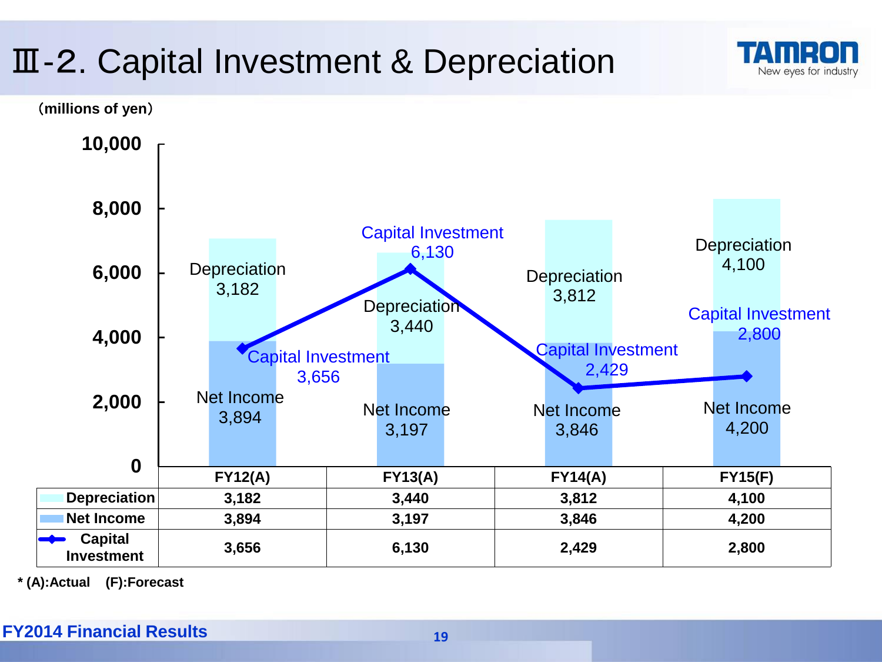# Ⅲ-2. Capital Investment & Depreciation

（millions of yen）

| | FY12(A) | FY13(A) | FY14(A) | FY15(F) |
|---|---|---|---|---|
| Depreciation | 3,182 | 3,440 | 3,812 | 4,100 |
| Net Income | 3,894 | 3,197 | 3,846 | 4,200 |
| Capital Investment | 3,656 | 6,130 | 2,429 | 2,800 |

* (A):Actual (F):Forecast

FY2014 Financial Results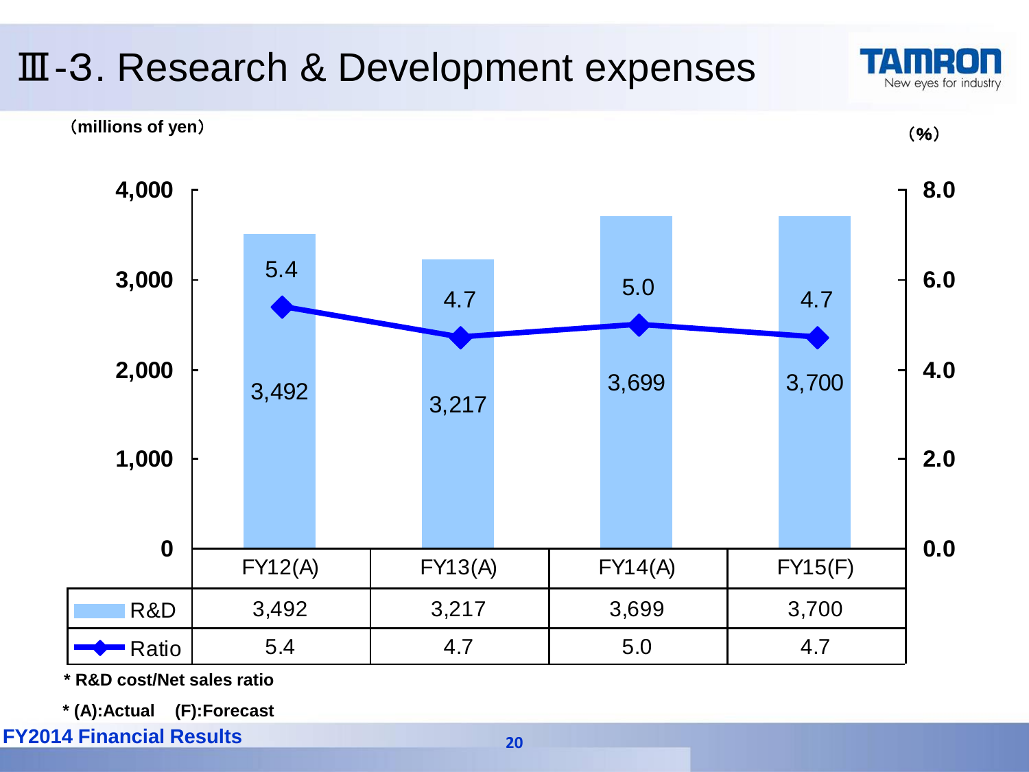# Ⅲ-3. Research & Development expenses

（millions of yen）　　　　　　　　　　　　　　　　　　　　（%）

| | FY12(A) | FY13(A) | FY14(A) | FY15(F) |
|---|---|---|---|---|
| R&D | 3,492 | 3,217 | 3,699 | 3,700 |
| Ratio | 5.4 | 4.7 | 5.0 | 4.7 |

**\* R&D cost/Net sales ratio**

**\* (A):Actual　(F):Forecast**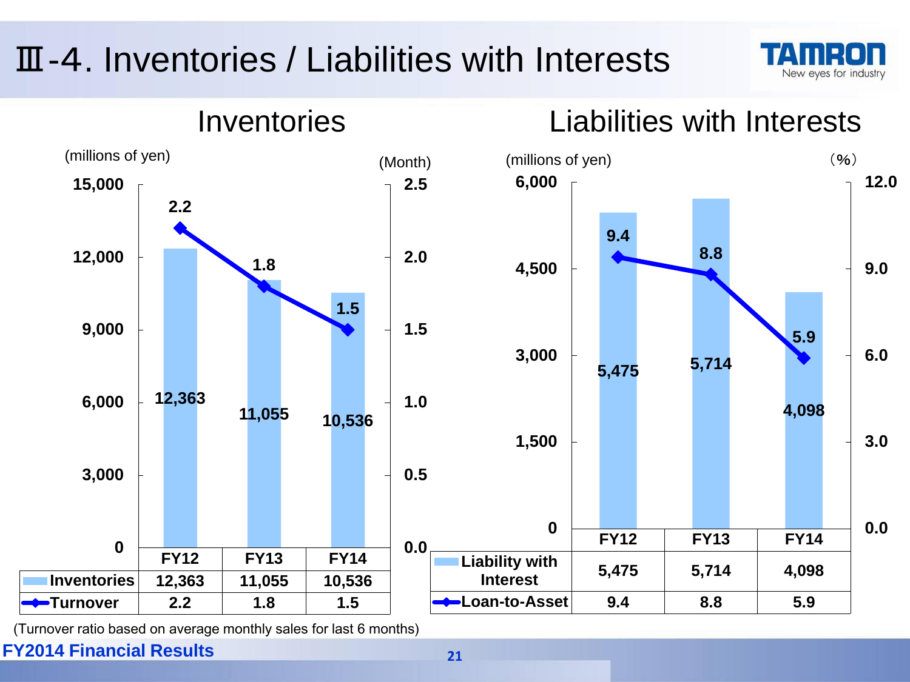# Ⅲ-4. Inventories / Liabilities with Interests

## Inventories

(millions of yen) / (Month)

| | FY12 | FY13 | FY14 |
|---|---|---|---|
| Inventories | 12,363 | 11,055 | 10,536 |
| Turnover | 2.2 | 1.8 | 1.5 |

(Turnover ratio based on average monthly sales for last 6 months)

## Liabilities with Interests

(millions of yen) / （%）

| | FY12 | FY13 | FY14 |
|---|---|---|---|
| Liability with Interest | 5,475 | 5,714 | 4,098 |
| Loan-to-Asset | 9.4 | 8.8 | 5.9 |

FY2014 Financial Results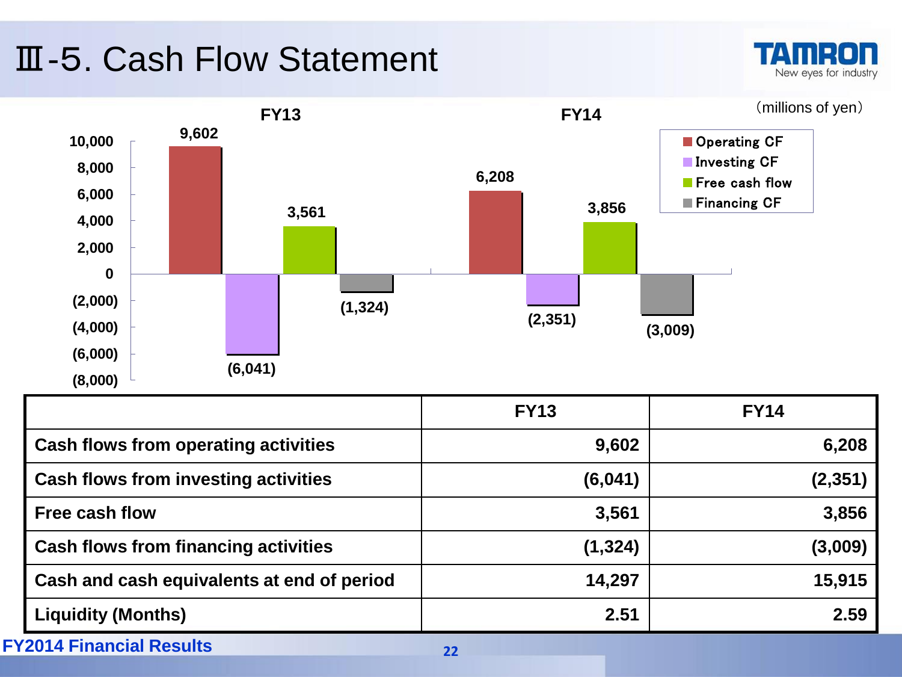# Ⅲ-5. Cash Flow Statement

(millions of yen)

|  | FY13 | FY14 |
|---|---|---|
| Cash flows from operating activities | 9,602 | 6,208 |
| Cash flows from investing activities | (6,041) | (2,351) |
| Free cash flow | 3,561 | 3,856 |
| Cash flows from financing activities | (1,324) | (3,009) |
| Cash and cash equivalents at end of period | 14,297 | 15,915 |
| Liquidity (Months) | 2.51 | 2.59 |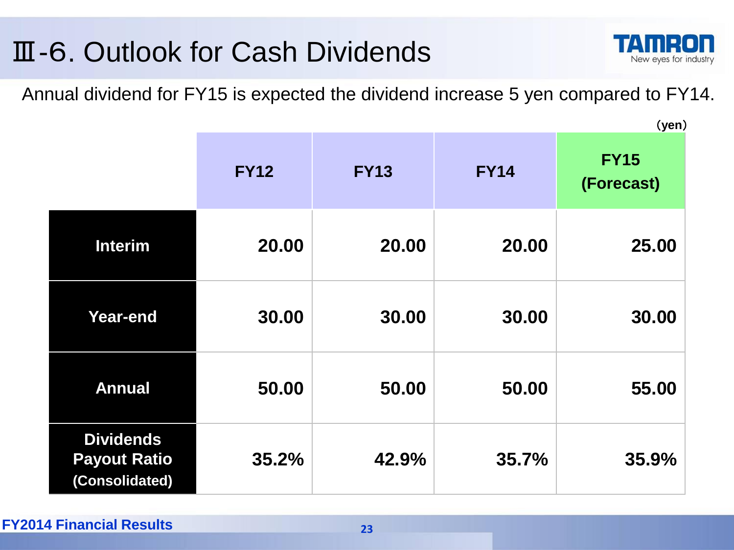# Ⅲ-6. Outlook for Cash Dividends

Annual dividend for FY15 is expected the dividend increase 5 yen compared to FY14.

(yen)

| | FY12 | FY13 | FY14 | FY15 (Forecast) |
|---|---|---|---|---|
| Interim | 20.00 | 20.00 | 20.00 | 25.00 |
| Year-end | 30.00 | 30.00 | 30.00 | 30.00 |
| Annual | 50.00 | 50.00 | 50.00 | 55.00 |
| Dividends Payout Ratio (Consolidated) | 35.2% | 42.9% | 35.7% | 35.9% |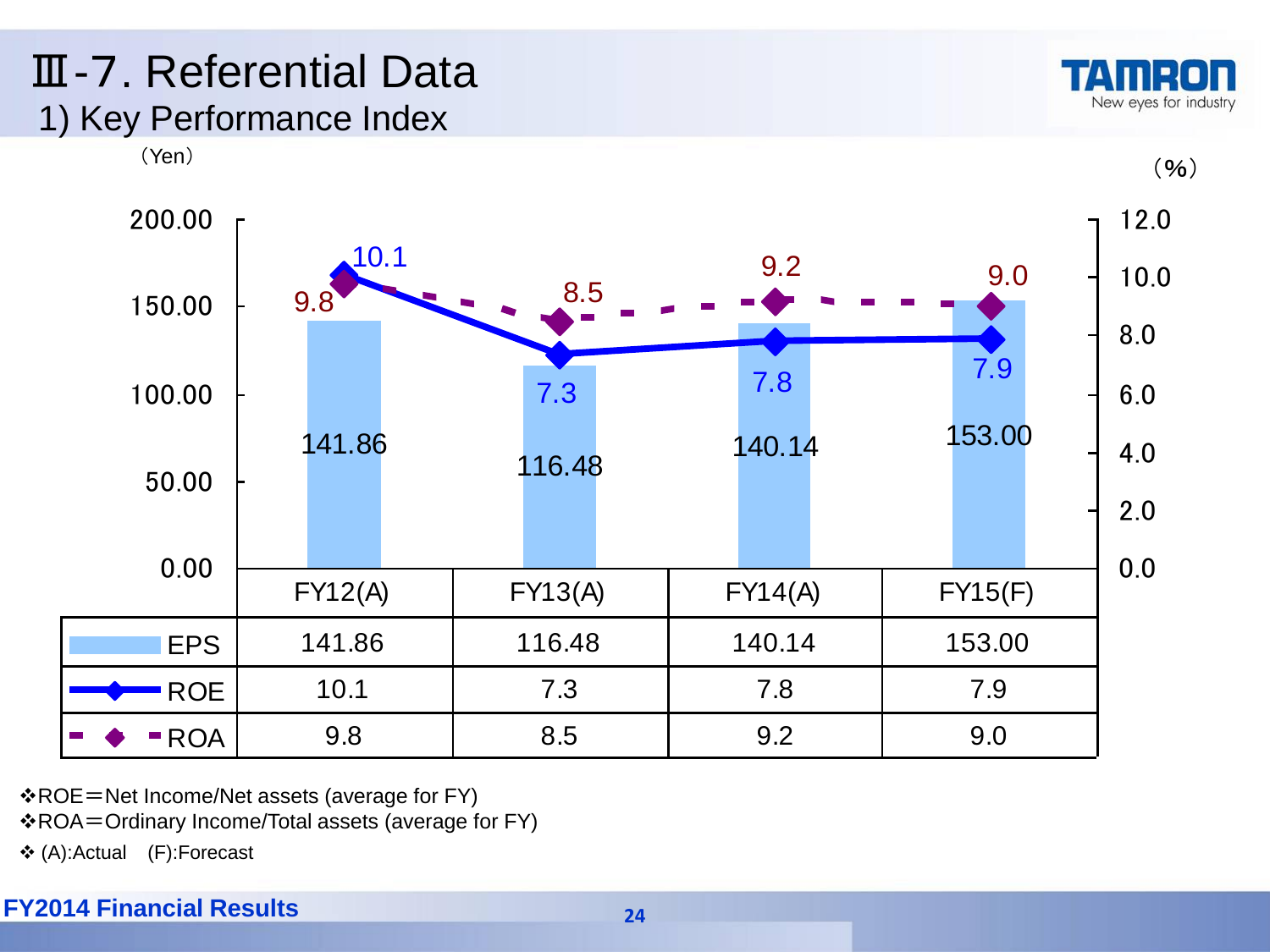# Ⅲ-7. Referential Data

## 1) Key Performance Index

(Yen) (%)

| | FY12(A) | FY13(A) | FY14(A) | FY15(F) |
|---|---|---|---|---|
| EPS | 141.86 | 116.48 | 140.14 | 153.00 |
| ROE | 10.1 | 7.3 | 7.8 | 7.9 |
| ROA | 9.8 | 8.5 | 9.2 | 9.0 |

❖ROE＝Net Income/Net assets (average for FY)

❖ROA＝Ordinary Income/Total assets (average for FY)

❖ (A):Actual (F):Forecast

**FY2014 Financial Results**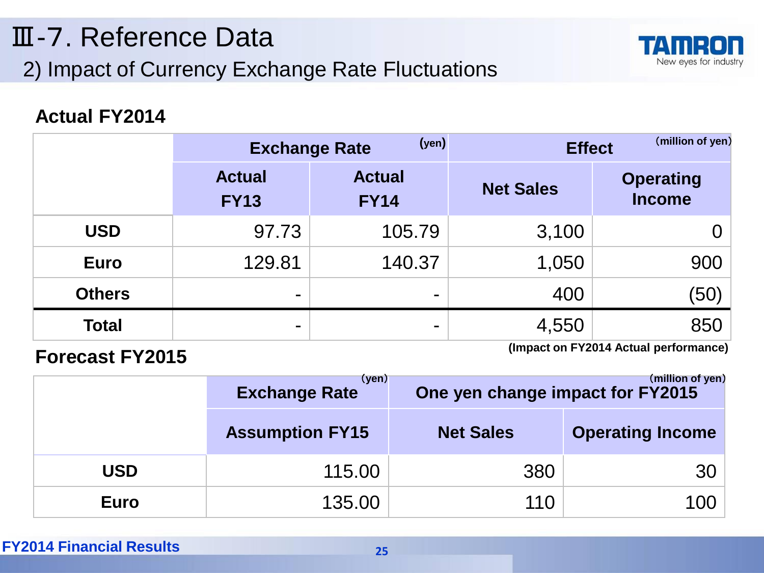# Ⅲ-7. Reference Data

## 2) Impact of Currency Exchange Rate Fluctuations

### Actual FY2014

| | Exchange Rate (yen) | | Effect (million of yen) | |
|---|---|---|---|---|
| | Actual FY13 | Actual FY14 | Net Sales | Operating Income |
| **USD** | 97.73 | 105.79 | 3,100 | 0 |
| **Euro** | 129.81 | 140.37 | 1,050 | 900 |
| **Others** | - | - | 400 | (50) |
| **Total** | - | - | 4,550 | 850 |

**(Impact on FY2014 Actual performance)**

### Forecast FY2015

| | Exchange Rate (yen) | One yen change impact for FY2015 (million of yen) | |
|---|---|---|---|
| | Assumption FY15 | Net Sales | Operating Income |
| **USD** | 115.00 | 380 | 30 |
| **Euro** | 135.00 | 110 | 100 |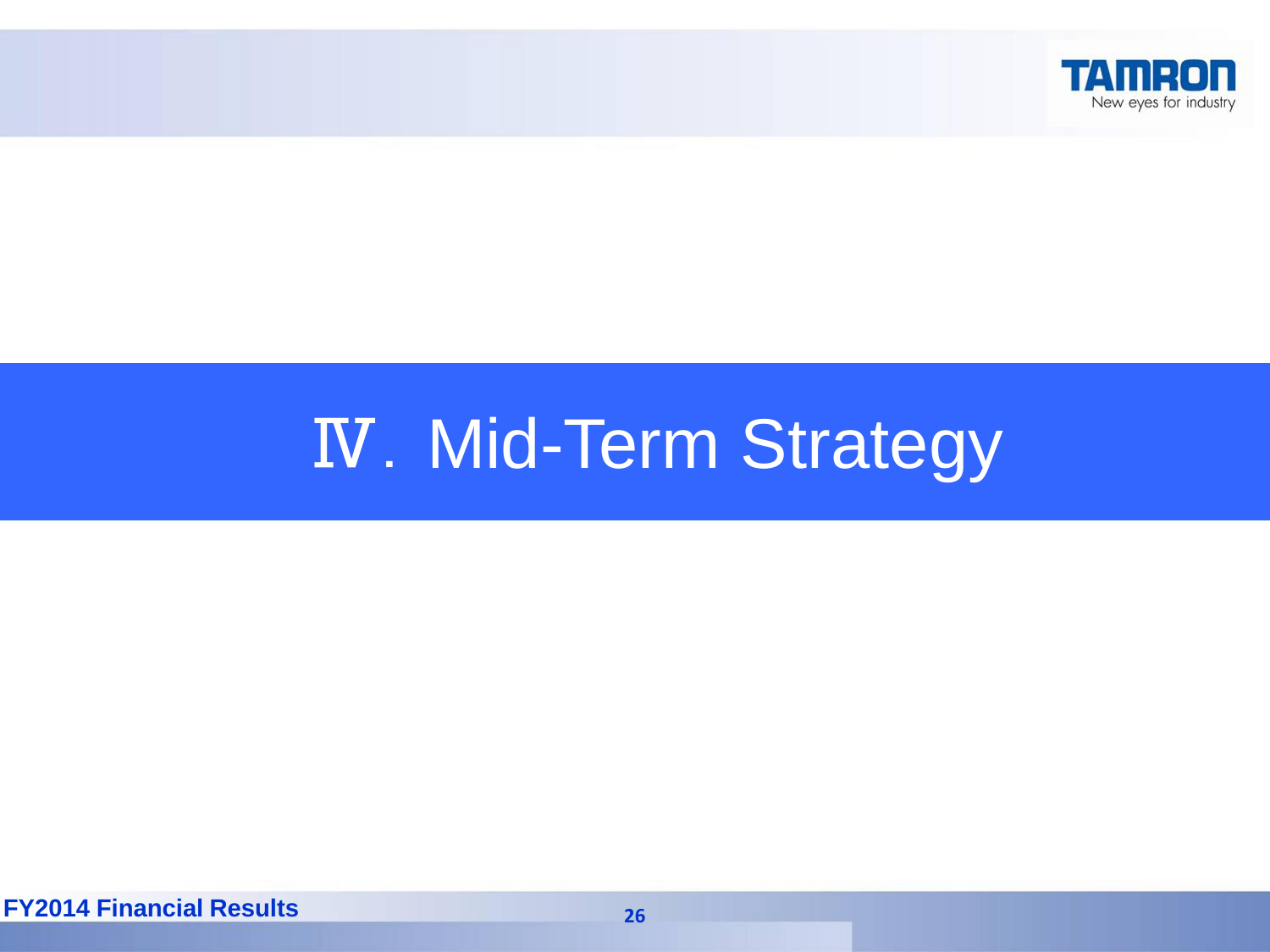# Ⅳ. Mid-Term Strategy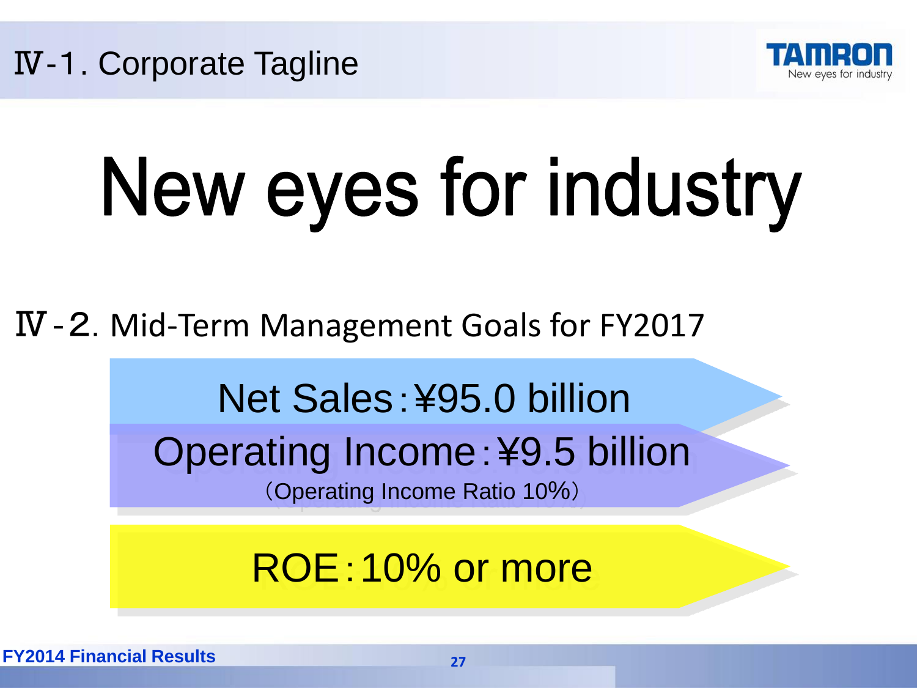# Ⅳ-1. Corporate Tagline

# New eyes for industry

## Ⅳ-2. Mid-Term Management Goals for FY2017

**Net Sales：¥95.0 billion**

**Operating Income：¥9.5 billion**

（Operating Income Ratio 10%）

**ROE：10% or more**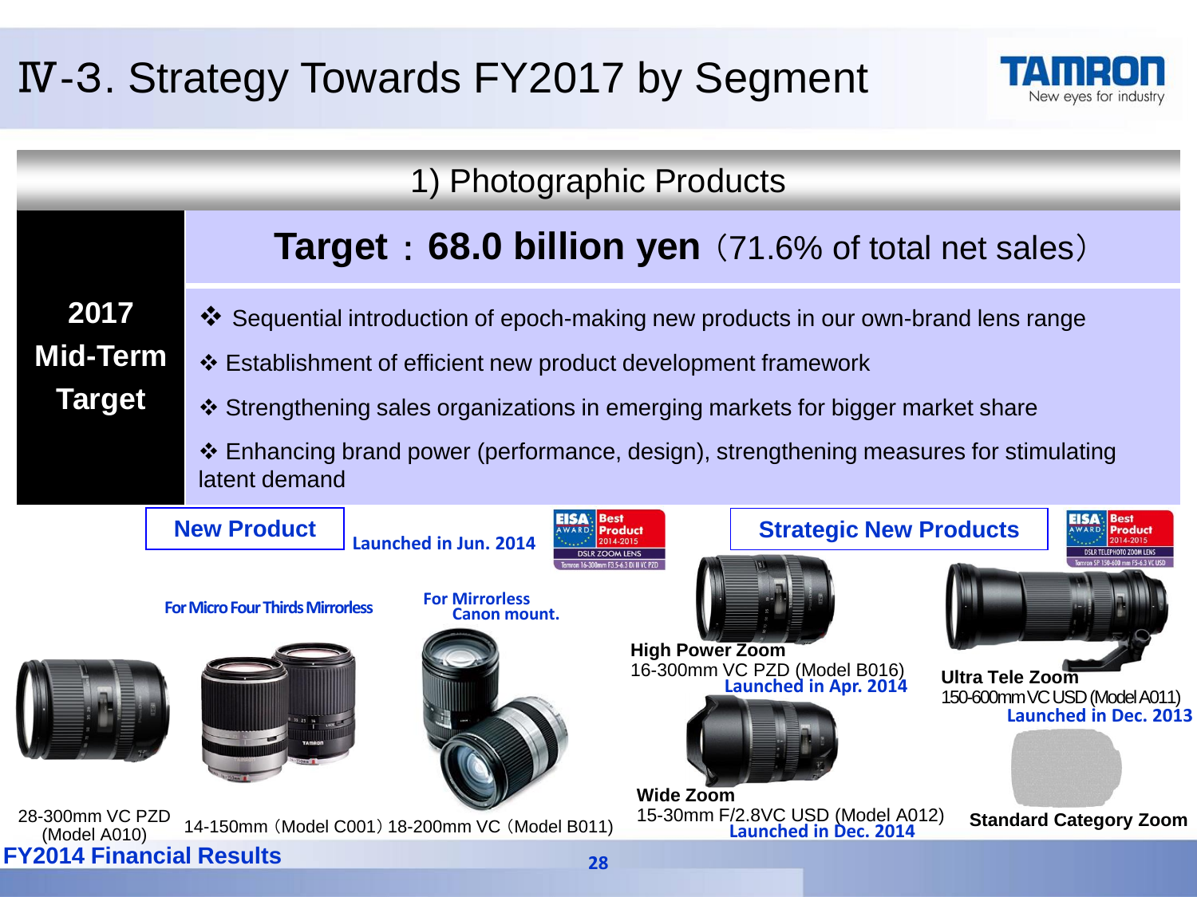# Ⅳ-3. Strategy Towards FY2017 by Segment

## 1) Photographic Products

**2017 Mid-Term Target**

**Target：68.0 billion yen**（71.6% of total net sales）

- ❖ Sequential introduction of epoch-making new products in our own-brand lens range
- ❖ Establishment of efficient new product development framework
- ❖ Strengthening sales organizations in emerging markets for bigger market share
- ❖ Enhancing brand power (performance, design), strengthening measures for stimulating latent demand

### New Product

Launched in Jun. 2014

EISA AWARD Best Product 2014-2015 DSLR ZOOM LENS Tamron 16-300mm F3.5-6.3 Di II VC PZD

28-300mm VC PZD (Model A010)

For Micro Four Thirds Mirrorless

14-150mm（Model C001）

For Mirrorless Canon mount.

18-200mm VC（Model B011)

### Strategic New Products

EISA AWARD Best Product 2014-2015 DSLR TELEPHOTO ZOOM LENS Tamron SP 150-600 mm F5-6.3 VC USD

**High Power Zoom**
16-300mm VC PZD (Model B016)
Launched in Apr. 2014

**Ultra Tele Zoom**
150-600mm VC USD (Model A011)
Launched in Dec. 2013

**Wide Zoom**
15-30mm F/2.8VC USD (Model A012)
Launched in Dec. 2014

**Standard Category Zoom**

FY2014 Financial Results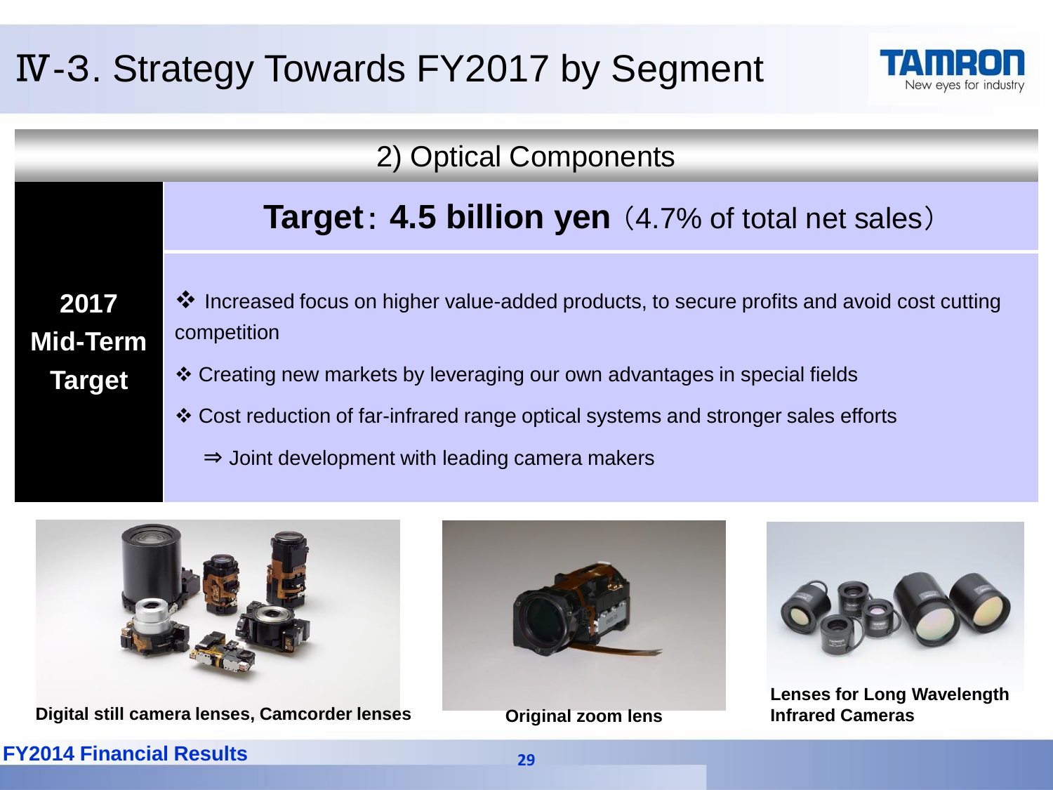# Ⅳ-3. Strategy Towards FY2017 by Segment

## 2) Optical Components

**2017 Mid-Term Target**

**Target： 4.5 billion yen**（4.7% of total net sales）

- ❖ Increased focus on higher value-added products, to secure profits and avoid cost cutting competition
- ❖ Creating new markets by leveraging our own advantages in special fields
- ❖ Cost reduction of far-infrared range optical systems and stronger sales efforts
  - ⇒ Joint development with leading camera makers

**Digital still camera lenses, Camcorder lenses**

**Original zoom lens**

**Lenses for Long Wavelength Infrared Cameras**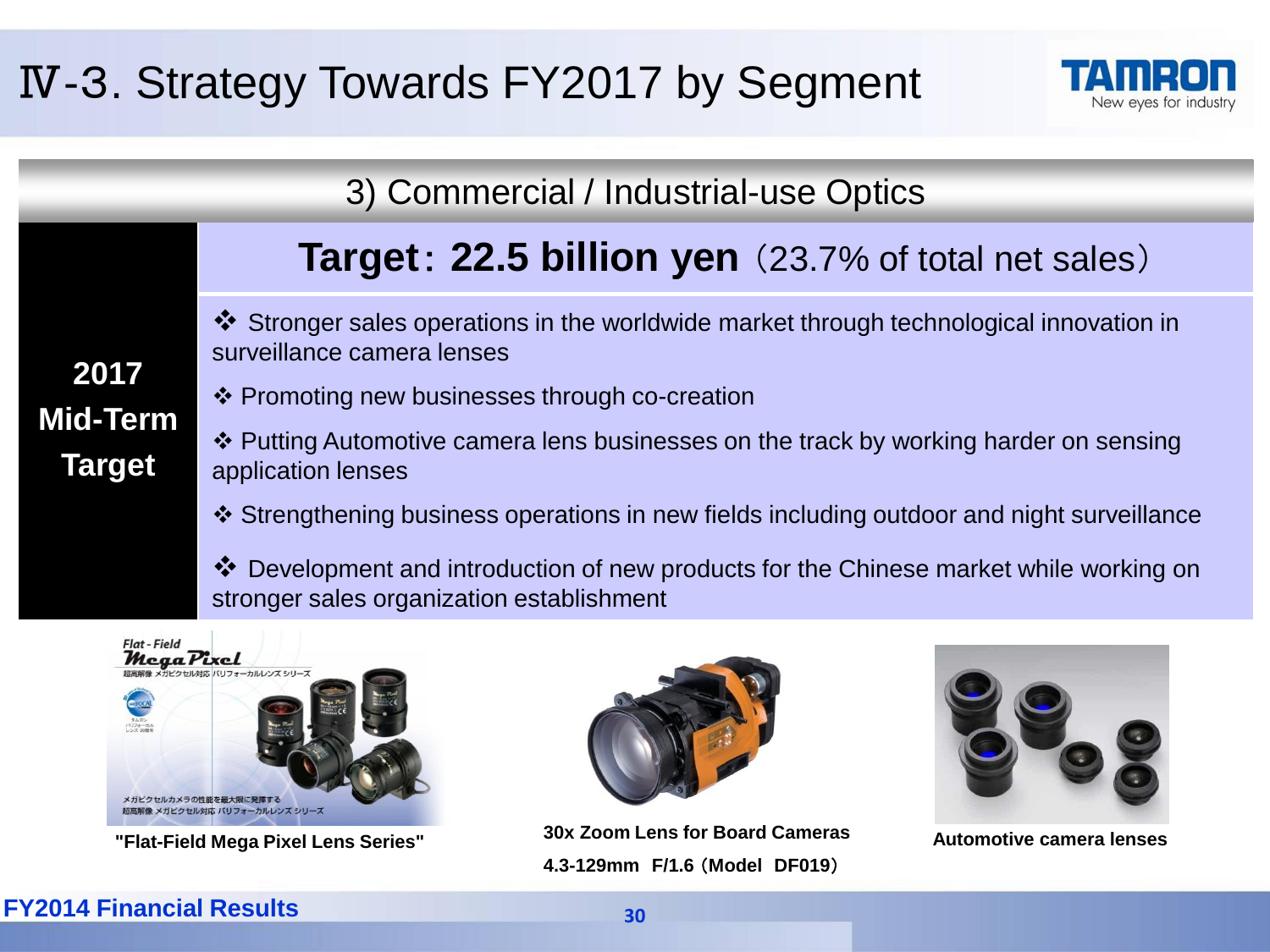# Ⅳ-3. Strategy Towards FY2017 by Segment

## 3) Commercial / Industrial-use Optics

**2017 Mid-Term Target**

**Target: 22.5 billion yen** (23.7% of total net sales)

- ❖ Stronger sales operations in the worldwide market through technological innovation in surveillance camera lenses
- ❖ Promoting new businesses through co-creation
- ❖ Putting Automotive camera lens businesses on the track by working harder on sensing application lenses
- ❖ Strengthening business operations in new fields including outdoor and night surveillance
- ❖ Development and introduction of new products for the Chinese market while working on stronger sales organization establishment

**"Flat-Field Mega Pixel Lens Series"**

**30x Zoom Lens for Board Cameras**
**4.3-129mm F/1.6 (Model DF019)**

**Automotive camera lenses**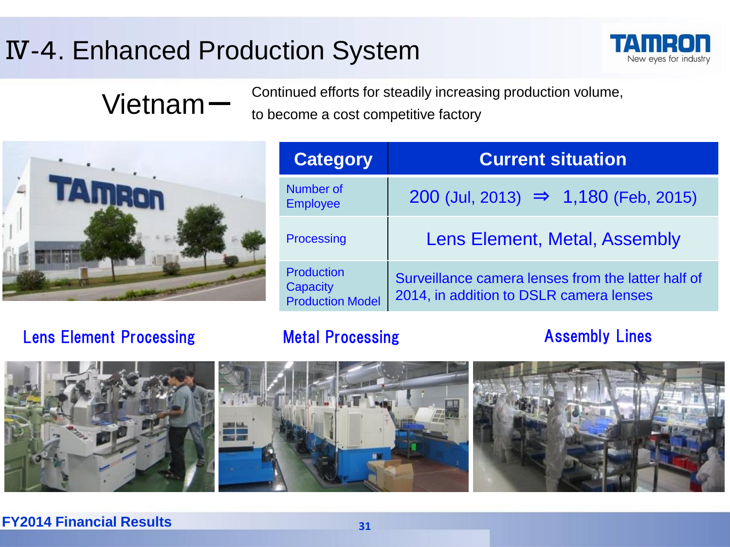# Ⅳ-4. Enhanced Production System

**Vietnam**ー Continued efforts for steadily increasing production volume, to become a cost competitive factory

| Category | Current situation |
| --- | --- |
| Number of Employee | 200 (Jul, 2013) ⇒ 1,180 (Feb, 2015) |
| Processing | Lens Element, Metal, Assembly |
| Production Capacity Production Model | Surveillance camera lenses from the latter half of 2014, in addition to DSLR camera lenses |

Lens Element Processing

Metal Processing

Assembly Lines

FY2014 Financial Results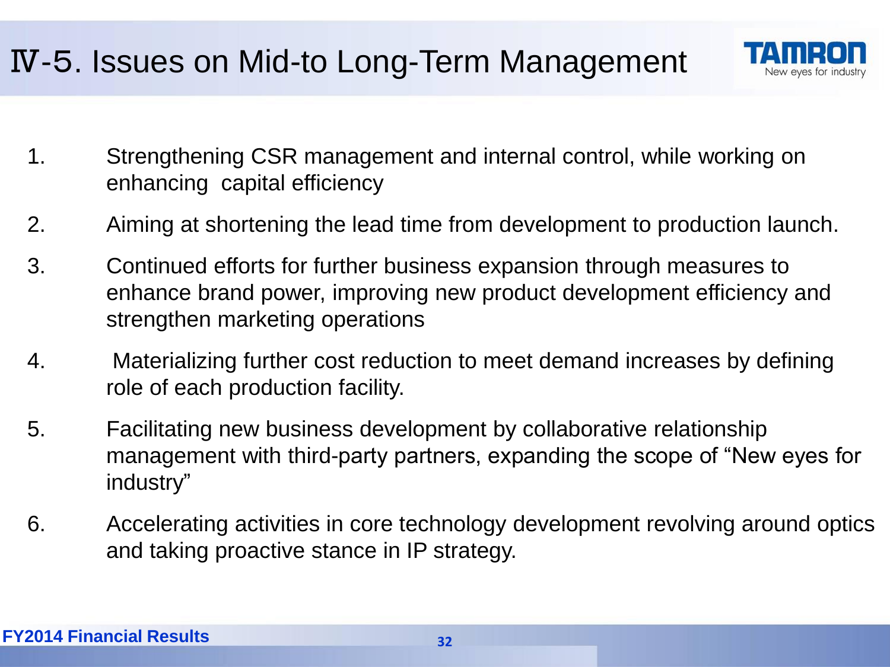# Ⅳ-5. Issues on Mid-to Long-Term Management

1. Strengthening CSR management and internal control, while working on enhancing capital efficiency
2. Aiming at shortening the lead time from development to production launch.
3. Continued efforts for further business expansion through measures to enhance brand power, improving new product development efficiency and strengthen marketing operations
4. Materializing further cost reduction to meet demand increases by defining role of each production facility.
5. Facilitating new business development by collaborative relationship management with third-party partners, expanding the scope of "New eyes for industry"
6. Accelerating activities in core technology development revolving around optics and taking proactive stance in IP strategy.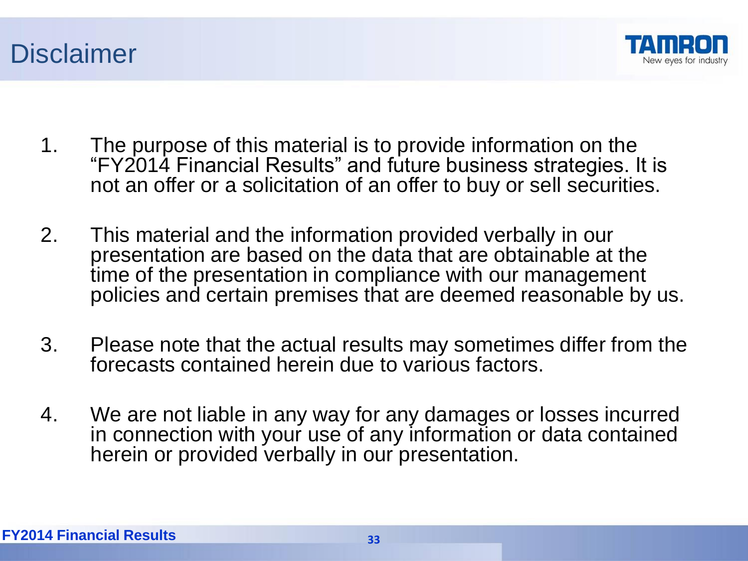# Disclaimer

1. The purpose of this material is to provide information on the "FY2014 Financial Results" and future business strategies. It is not an offer or a solicitation of an offer to buy or sell securities.

2. This material and the information provided verbally in our presentation are based on the data that are obtainable at the time of the presentation in compliance with our management policies and certain premises that are deemed reasonable by us.

3. Please note that the actual results may sometimes differ from the forecasts contained herein due to various factors.

4. We are not liable in any way for any damages or losses incurred in connection with your use of any information or data contained herein or provided verbally in our presentation.